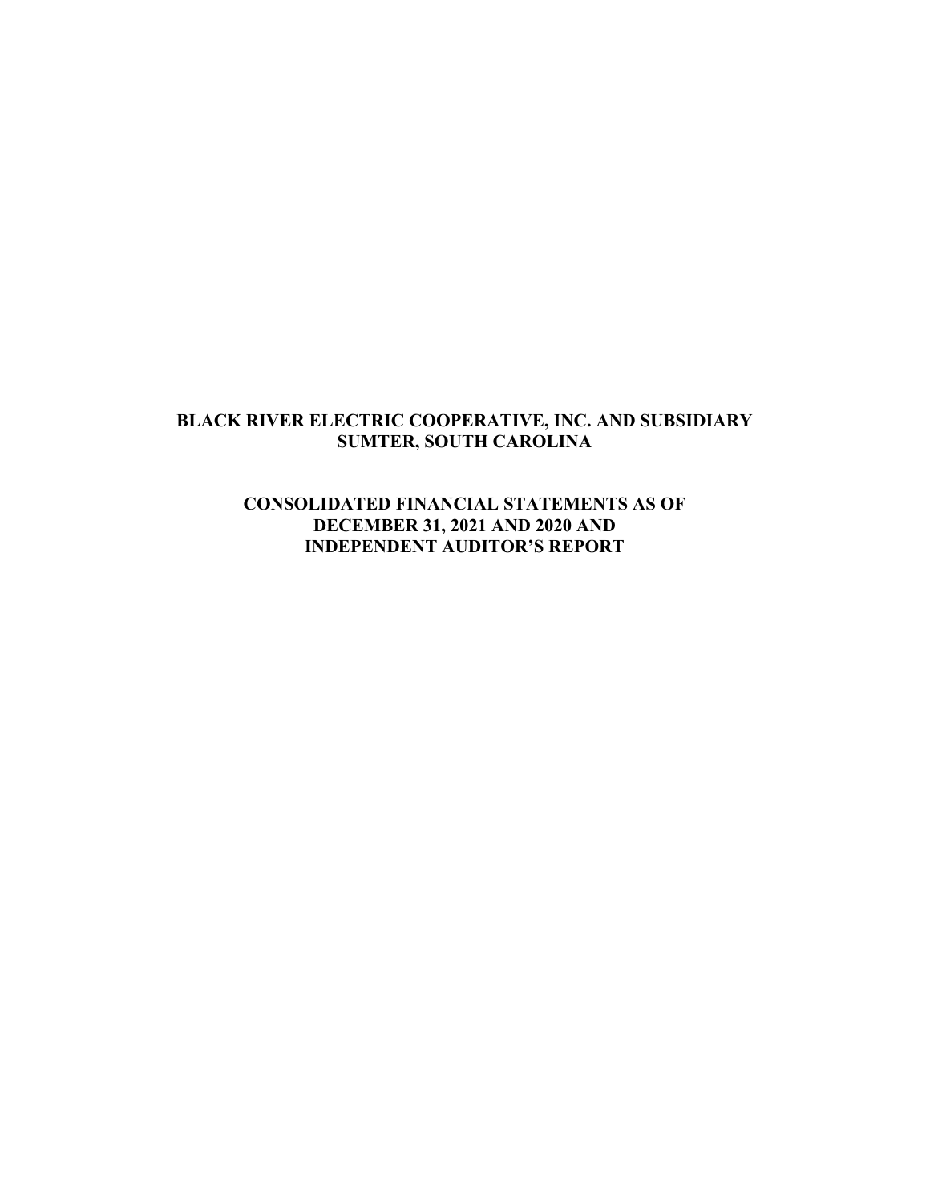# BLACK RIVER ELECTRIC COOPERATIVE, INC. AND SUBSIDIARY
## SUMTER, SOUTH CAROLINA

## CONSOLIDATED FINANCIAL STATEMENTS AS OF DECEMBER 31, 2021 AND 2020 AND INDEPENDENT AUDITOR'S REPORT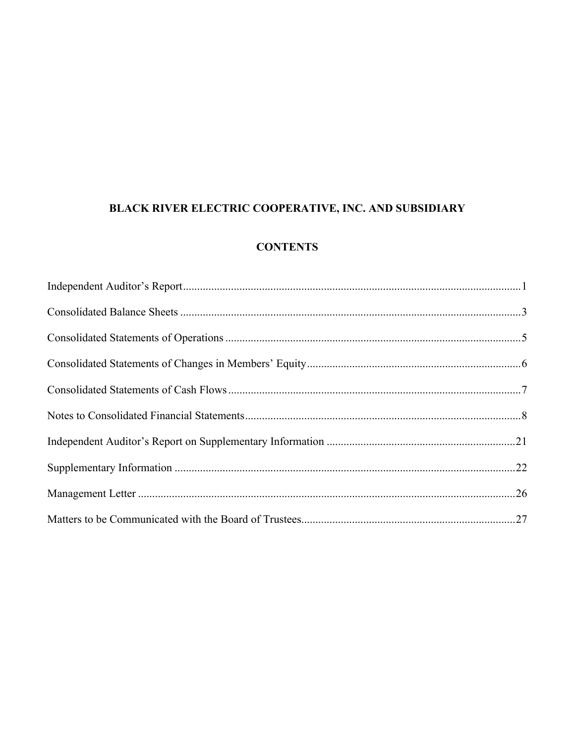# BLACK RIVER ELECTRIC COOPERATIVE, INC. AND SUBSIDIARY

## CONTENTS

| | |
|---|---|
| Independent Auditor's Report | 1 |
| Consolidated Balance Sheets | 3 |
| Consolidated Statements of Operations | 5 |
| Consolidated Statements of Changes in Members' Equity | 6 |
| Consolidated Statements of Cash Flows | 7 |
| Notes to Consolidated Financial Statements | 8 |
| Independent Auditor's Report on Supplementary Information | 21 |
| Supplementary Information | 22 |
| Management Letter | 26 |
| Matters to be Communicated with the Board of Trustees | 27 |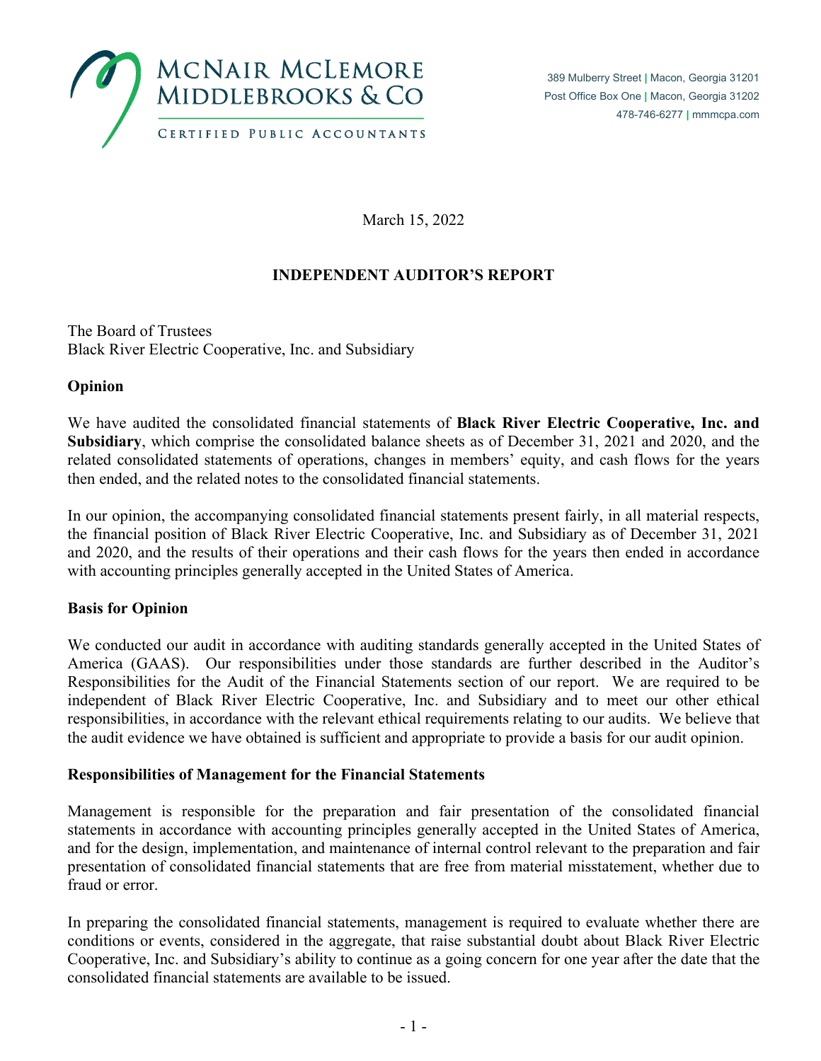McNair McLemore Middlebrooks & Co

Certified Public Accountants

389 Mulberry Street | Macon, Georgia 31201
Post Office Box One | Macon, Georgia 31202
478-746-6277 | mmmcpa.com

March 15, 2022

## INDEPENDENT AUDITOR'S REPORT

The Board of Trustees
Black River Electric Cooperative, Inc. and Subsidiary

### Opinion

We have audited the consolidated financial statements of **Black River Electric Cooperative, Inc. and Subsidiary**, which comprise the consolidated balance sheets as of December 31, 2021 and 2020, and the related consolidated statements of operations, changes in members' equity, and cash flows for the years then ended, and the related notes to the consolidated financial statements.

In our opinion, the accompanying consolidated financial statements present fairly, in all material respects, the financial position of Black River Electric Cooperative, Inc. and Subsidiary as of December 31, 2021 and 2020, and the results of their operations and their cash flows for the years then ended in accordance with accounting principles generally accepted in the United States of America.

### Basis for Opinion

We conducted our audit in accordance with auditing standards generally accepted in the United States of America (GAAS). Our responsibilities under those standards are further described in the Auditor's Responsibilities for the Audit of the Financial Statements section of our report. We are required to be independent of Black River Electric Cooperative, Inc. and Subsidiary and to meet our other ethical responsibilities, in accordance with the relevant ethical requirements relating to our audits. We believe that the audit evidence we have obtained is sufficient and appropriate to provide a basis for our audit opinion.

### Responsibilities of Management for the Financial Statements

Management is responsible for the preparation and fair presentation of the consolidated financial statements in accordance with accounting principles generally accepted in the United States of America, and for the design, implementation, and maintenance of internal control relevant to the preparation and fair presentation of consolidated financial statements that are free from material misstatement, whether due to fraud or error.

In preparing the consolidated financial statements, management is required to evaluate whether there are conditions or events, considered in the aggregate, that raise substantial doubt about Black River Electric Cooperative, Inc. and Subsidiary's ability to continue as a going concern for one year after the date that the consolidated financial statements are available to be issued.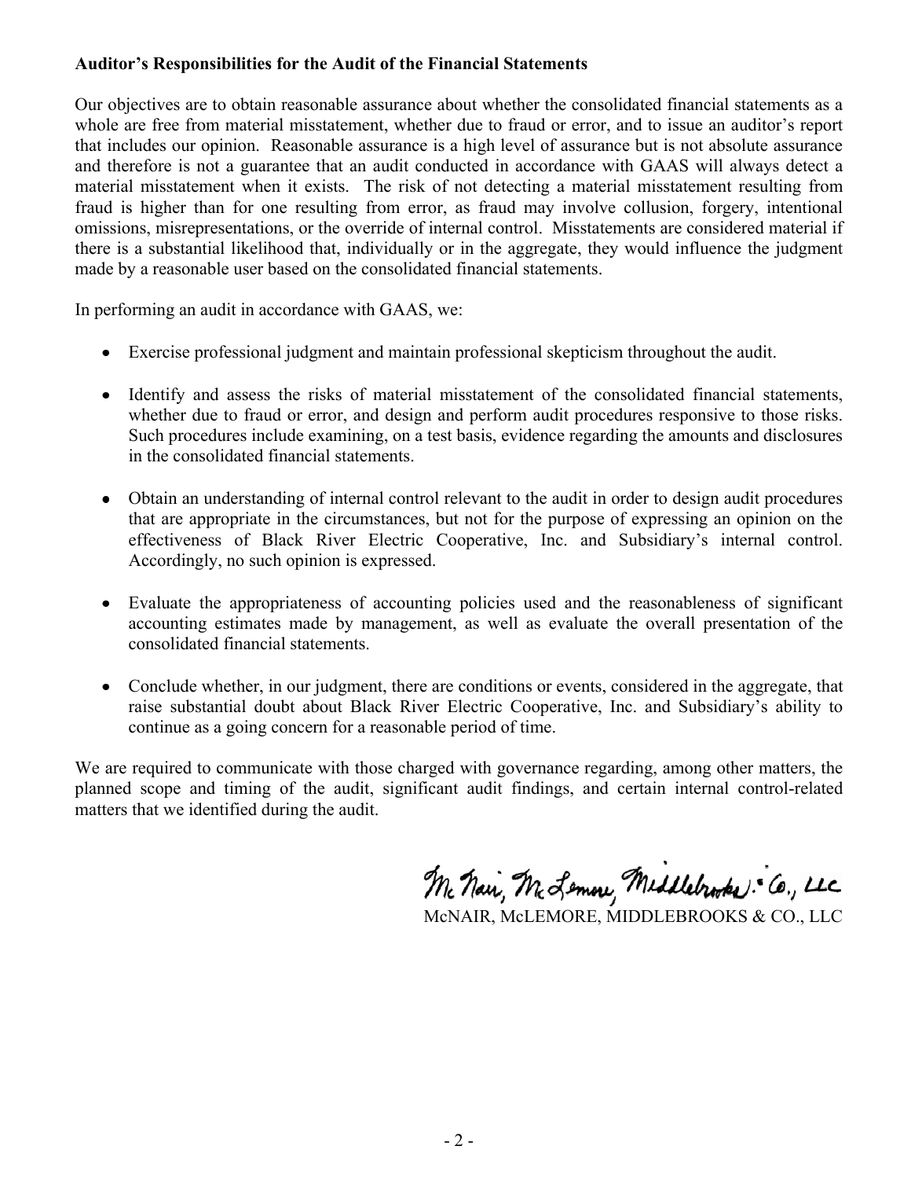**Auditor's Responsibilities for the Audit of the Financial Statements**

Our objectives are to obtain reasonable assurance about whether the consolidated financial statements as a whole are free from material misstatement, whether due to fraud or error, and to issue an auditor's report that includes our opinion. Reasonable assurance is a high level of assurance but is not absolute assurance and therefore is not a guarantee that an audit conducted in accordance with GAAS will always detect a material misstatement when it exists. The risk of not detecting a material misstatement resulting from fraud is higher than for one resulting from error, as fraud may involve collusion, forgery, intentional omissions, misrepresentations, or the override of internal control. Misstatements are considered material if there is a substantial likelihood that, individually or in the aggregate, they would influence the judgment made by a reasonable user based on the consolidated financial statements.

In performing an audit in accordance with GAAS, we:

- Exercise professional judgment and maintain professional skepticism throughout the audit.
- Identify and assess the risks of material misstatement of the consolidated financial statements, whether due to fraud or error, and design and perform audit procedures responsive to those risks. Such procedures include examining, on a test basis, evidence regarding the amounts and disclosures in the consolidated financial statements.
- Obtain an understanding of internal control relevant to the audit in order to design audit procedures that are appropriate in the circumstances, but not for the purpose of expressing an opinion on the effectiveness of Black River Electric Cooperative, Inc. and Subsidiary's internal control. Accordingly, no such opinion is expressed.
- Evaluate the appropriateness of accounting policies used and the reasonableness of significant accounting estimates made by management, as well as evaluate the overall presentation of the consolidated financial statements.
- Conclude whether, in our judgment, there are conditions or events, considered in the aggregate, that raise substantial doubt about Black River Electric Cooperative, Inc. and Subsidiary's ability to continue as a going concern for a reasonable period of time.

We are required to communicate with those charged with governance regarding, among other matters, the planned scope and timing of the audit, significant audit findings, and certain internal control-related matters that we identified during the audit.

McNair, McLemore, Middlebrooks & Co., LLC

McNAIR, McLEMORE, MIDDLEBROOKS & CO., LLC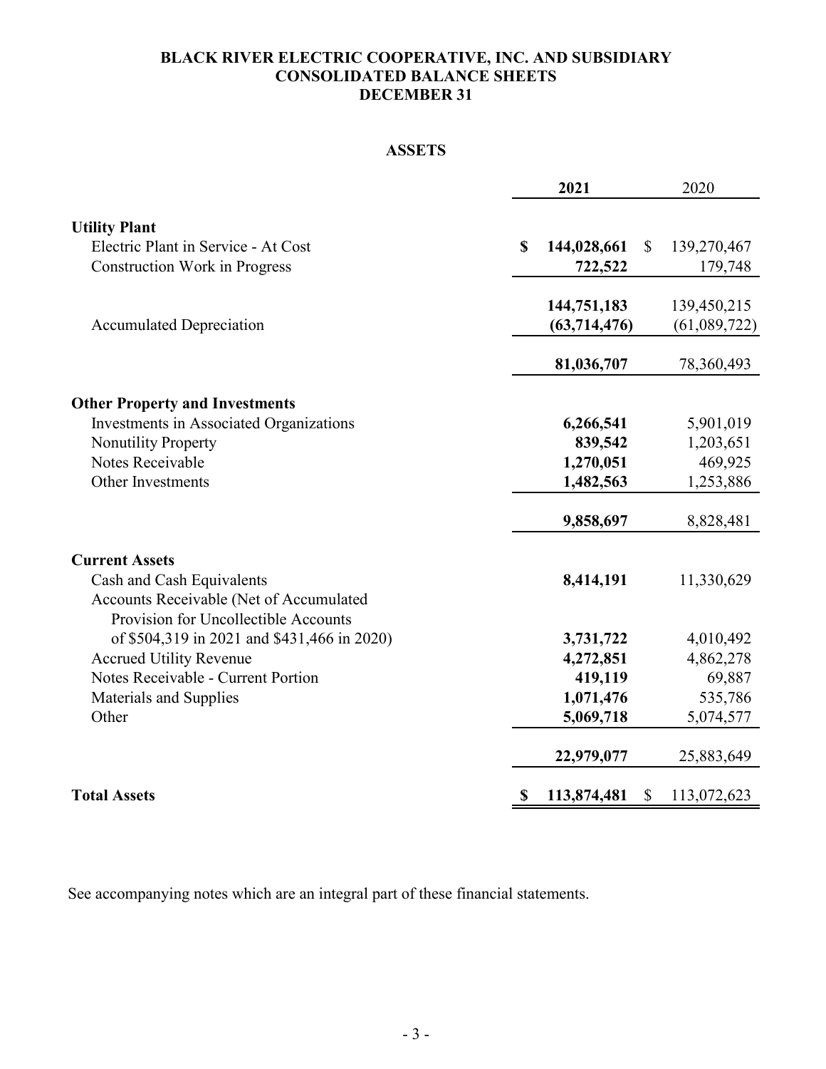# BLACK RIVER ELECTRIC COOPERATIVE, INC. AND SUBSIDIARY
# CONSOLIDATED BALANCE SHEETS
# DECEMBER 31

## ASSETS

| | 2021 | 2020 |
|---|---|---|
| **Utility Plant** | | |
| Electric Plant in Service - At Cost | **$ 144,028,661** | $ 139,270,467 |
| Construction Work in Progress | **722,522** | 179,748 |
| | **144,751,183** | 139,450,215 |
| Accumulated Depreciation | **(63,714,476)** | (61,089,722) |
| | **81,036,707** | 78,360,493 |
| **Other Property and Investments** | | |
| Investments in Associated Organizations | **6,266,541** | 5,901,019 |
| Nonutility Property | **839,542** | 1,203,651 |
| Notes Receivable | **1,270,051** | 469,925 |
| Other Investments | **1,482,563** | 1,253,886 |
| | **9,858,697** | 8,828,481 |
| **Current Assets** | | |
| Cash and Cash Equivalents | **8,414,191** | 11,330,629 |
| Accounts Receivable (Net of Accumulated Provision for Uncollectible Accounts of $504,319 in 2021 and $431,466 in 2020) | **3,731,722** | 4,010,492 |
| Accrued Utility Revenue | **4,272,851** | 4,862,278 |
| Notes Receivable - Current Portion | **419,119** | 69,887 |
| Materials and Supplies | **1,071,476** | 535,786 |
| Other | **5,069,718** | 5,074,577 |
| | **22,979,077** | 25,883,649 |
| **Total Assets** | **$ 113,874,481** | $ 113,072,623 |

See accompanying notes which are an integral part of these financial statements.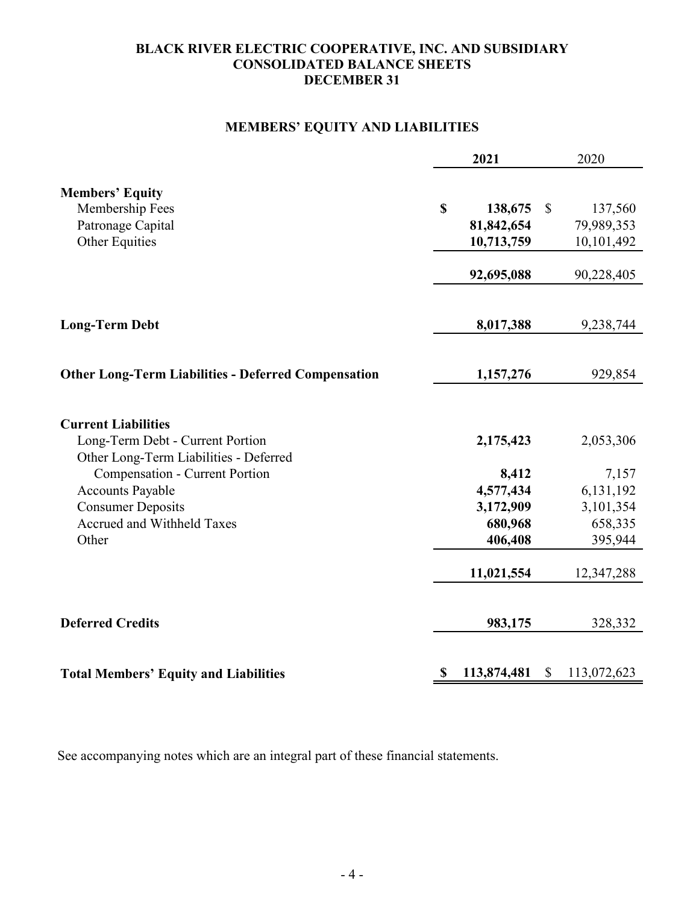# BLACK RIVER ELECTRIC COOPERATIVE, INC. AND SUBSIDIARY
# CONSOLIDATED BALANCE SHEETS
# DECEMBER 31

## MEMBERS' EQUITY AND LIABILITIES

| | **2021** | 2020 |
|---|---|---|
| **Members' Equity** | | |
| Membership Fees | **$ 138,675** | $ 137,560 |
| Patronage Capital | **81,842,654** | 79,989,353 |
| Other Equities | **10,713,759** | 10,101,492 |
| | **92,695,088** | 90,228,405 |
| **Long-Term Debt** | **8,017,388** | 9,238,744 |
| **Other Long-Term Liabilities - Deferred Compensation** | **1,157,276** | 929,854 |
| **Current Liabilities** | | |
| Long-Term Debt - Current Portion | **2,175,423** | 2,053,306 |
| Other Long-Term Liabilities - Deferred Compensation - Current Portion | **8,412** | 7,157 |
| Accounts Payable | **4,577,434** | 6,131,192 |
| Consumer Deposits | **3,172,909** | 3,101,354 |
| Accrued and Withheld Taxes | **680,968** | 658,335 |
| Other | **406,408** | 395,944 |
| | **11,021,554** | 12,347,288 |
| **Deferred Credits** | **983,175** | 328,332 |
| **Total Members' Equity and Liabilities** | **$ 113,874,481** | $ 113,072,623 |

See accompanying notes which are an integral part of these financial statements.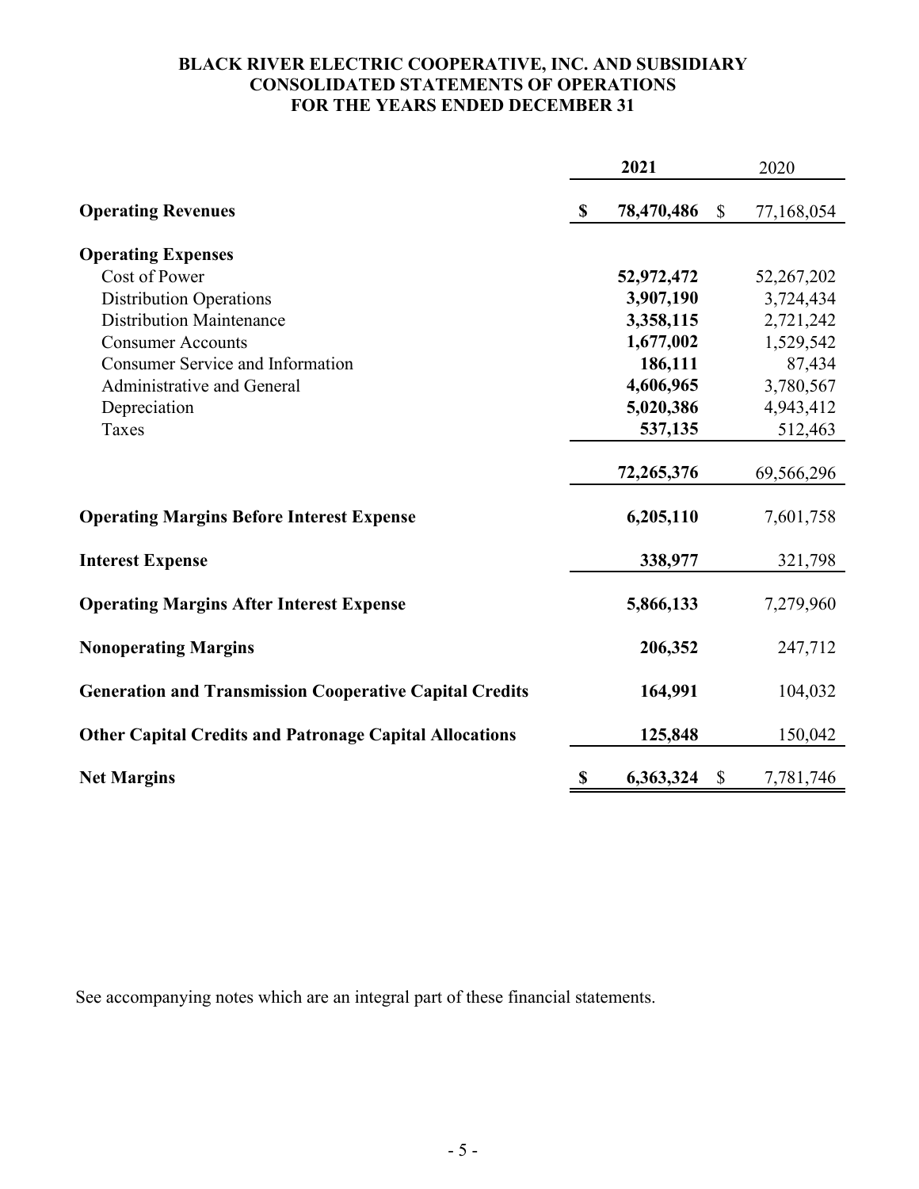**BLACK RIVER ELECTRIC COOPERATIVE, INC. AND SUBSIDIARY**
**CONSOLIDATED STATEMENTS OF OPERATIONS**
**FOR THE YEARS ENDED DECEMBER 31**

| | 2021 | 2020 |
|---|---|---|
| **Operating Revenues** | **$ 78,470,486** | $ 77,168,054 |
| **Operating Expenses** | | |
| Cost of Power | **52,972,472** | 52,267,202 |
| Distribution Operations | **3,907,190** | 3,724,434 |
| Distribution Maintenance | **3,358,115** | 2,721,242 |
| Consumer Accounts | **1,677,002** | 1,529,542 |
| Consumer Service and Information | **186,111** | 87,434 |
| Administrative and General | **4,606,965** | 3,780,567 |
| Depreciation | **5,020,386** | 4,943,412 |
| Taxes | **537,135** | 512,463 |
| | **72,265,376** | 69,566,296 |
| **Operating Margins Before Interest Expense** | **6,205,110** | 7,601,758 |
| **Interest Expense** | **338,977** | 321,798 |
| **Operating Margins After Interest Expense** | **5,866,133** | 7,279,960 |
| **Nonoperating Margins** | **206,352** | 247,712 |
| **Generation and Transmission Cooperative Capital Credits** | **164,991** | 104,032 |
| **Other Capital Credits and Patronage Capital Allocations** | **125,848** | 150,042 |
| **Net Margins** | **$ 6,363,324** | $ 7,781,746 |

See accompanying notes which are an integral part of these financial statements.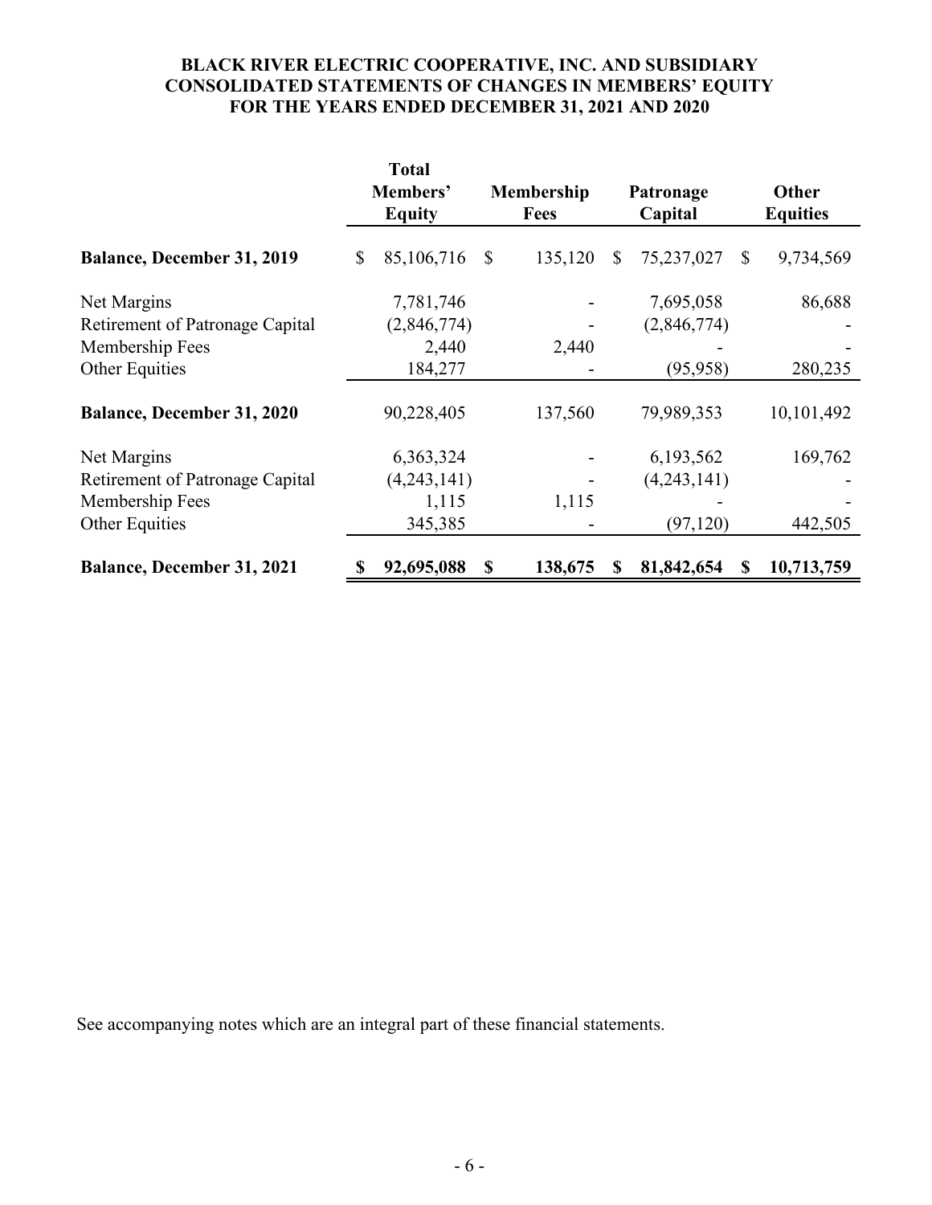# BLACK RIVER ELECTRIC COOPERATIVE, INC. AND SUBSIDIARY
# CONSOLIDATED STATEMENTS OF CHANGES IN MEMBERS' EQUITY
# FOR THE YEARS ENDED DECEMBER 31, 2021 AND 2020

| | Total Members' Equity | Membership Fees | Patronage Capital | Other Equities |
|---|---|---|---|---|
| **Balance, December 31, 2019** | $ 85,106,716 | $ 135,120 | $ 75,237,027 | $ 9,734,569 |
| Net Margins | 7,781,746 | - | 7,695,058 | 86,688 |
| Retirement of Patronage Capital | (2,846,774) | - | (2,846,774) | - |
| Membership Fees | 2,440 | 2,440 | - | - |
| Other Equities | 184,277 | - | (95,958) | 280,235 |
| **Balance, December 31, 2020** | 90,228,405 | 137,560 | 79,989,353 | 10,101,492 |
| Net Margins | 6,363,324 | - | 6,193,562 | 169,762 |
| Retirement of Patronage Capital | (4,243,141) | - | (4,243,141) | - |
| Membership Fees | 1,115 | 1,115 | - | - |
| Other Equities | 345,385 | - | (97,120) | 442,505 |
| **Balance, December 31, 2021** | **$ 92,695,088** | **$ 138,675** | **$ 81,842,654** | **$ 10,713,759** |

See accompanying notes which are an integral part of these financial statements.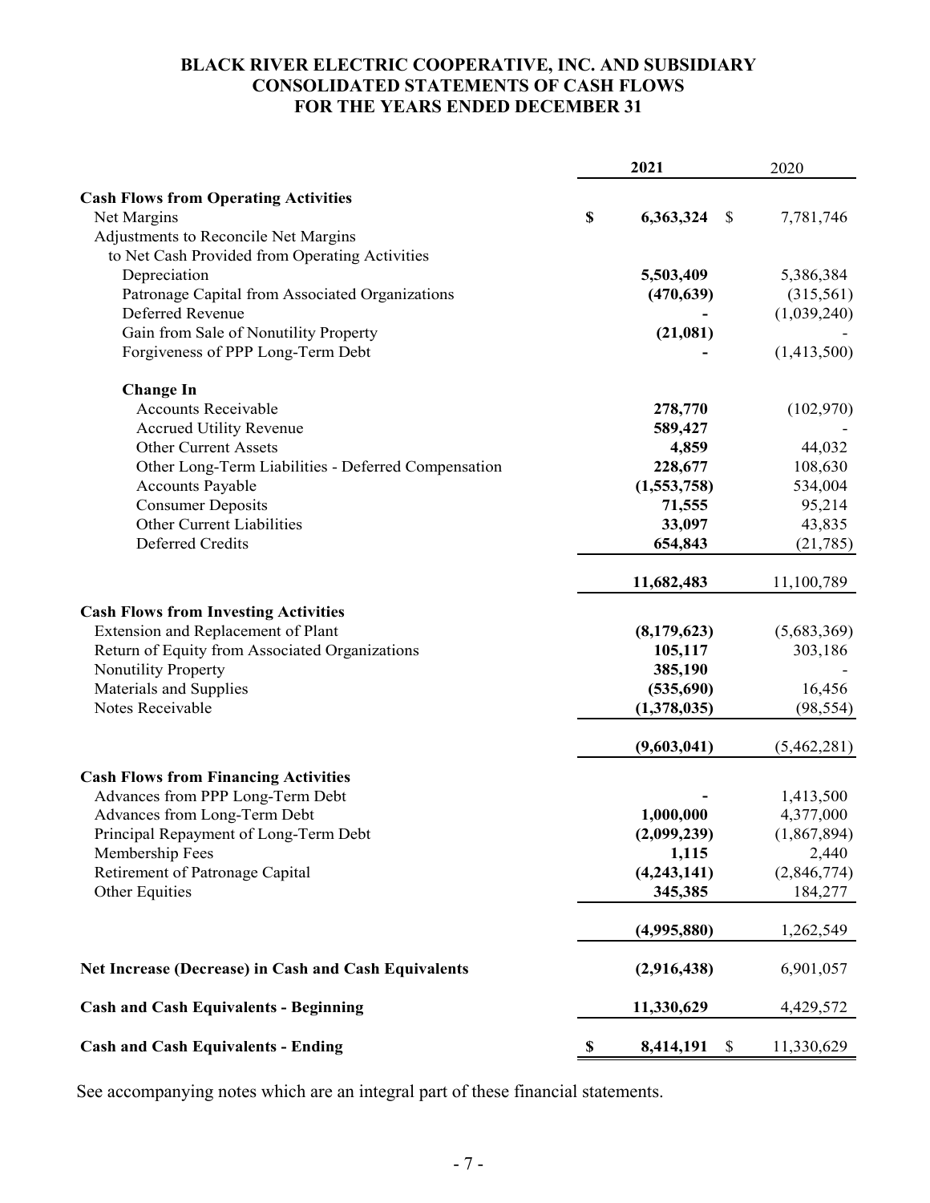# BLACK RIVER ELECTRIC COOPERATIVE, INC. AND SUBSIDIARY
## CONSOLIDATED STATEMENTS OF CASH FLOWS
## FOR THE YEARS ENDED DECEMBER 31

| | 2021 | 2020 |
|---|---|---|
| **Cash Flows from Operating Activities** | | |
| Net Margins | $ 6,363,324 | $ 7,781,746 |
| Adjustments to Reconcile Net Margins to Net Cash Provided from Operating Activities | | |
| Depreciation | 5,503,409 | 5,386,384 |
| Patronage Capital from Associated Organizations | (470,639) | (315,561) |
| Deferred Revenue | - | (1,039,240) |
| Gain from Sale of Nonutility Property | (21,081) | - |
| Forgiveness of PPP Long-Term Debt | - | (1,413,500) |
| **Change In** | | |
| Accounts Receivable | 278,770 | (102,970) |
| Accrued Utility Revenue | 589,427 | - |
| Other Current Assets | 4,859 | 44,032 |
| Other Long-Term Liabilities - Deferred Compensation | 228,677 | 108,630 |
| Accounts Payable | (1,553,758) | 534,004 |
| Consumer Deposits | 71,555 | 95,214 |
| Other Current Liabilities | 33,097 | 43,835 |
| Deferred Credits | 654,843 | (21,785) |
| | 11,682,483 | 11,100,789 |
| **Cash Flows from Investing Activities** | | |
| Extension and Replacement of Plant | (8,179,623) | (5,683,369) |
| Return of Equity from Associated Organizations | 105,117 | 303,186 |
| Nonutility Property | 385,190 | - |
| Materials and Supplies | (535,690) | 16,456 |
| Notes Receivable | (1,378,035) | (98,554) |
| | (9,603,041) | (5,462,281) |
| **Cash Flows from Financing Activities** | | |
| Advances from PPP Long-Term Debt | - | 1,413,500 |
| Advances from Long-Term Debt | 1,000,000 | 4,377,000 |
| Principal Repayment of Long-Term Debt | (2,099,239) | (1,867,894) |
| Membership Fees | 1,115 | 2,440 |
| Retirement of Patronage Capital | (4,243,141) | (2,846,774) |
| Other Equities | 345,385 | 184,277 |
| | (4,995,880) | 1,262,549 |
| **Net Increase (Decrease) in Cash and Cash Equivalents** | (2,916,438) | 6,901,057 |
| **Cash and Cash Equivalents - Beginning** | 11,330,629 | 4,429,572 |
| **Cash and Cash Equivalents - Ending** | $ 8,414,191 | $ 11,330,629 |

See accompanying notes which are an integral part of these financial statements.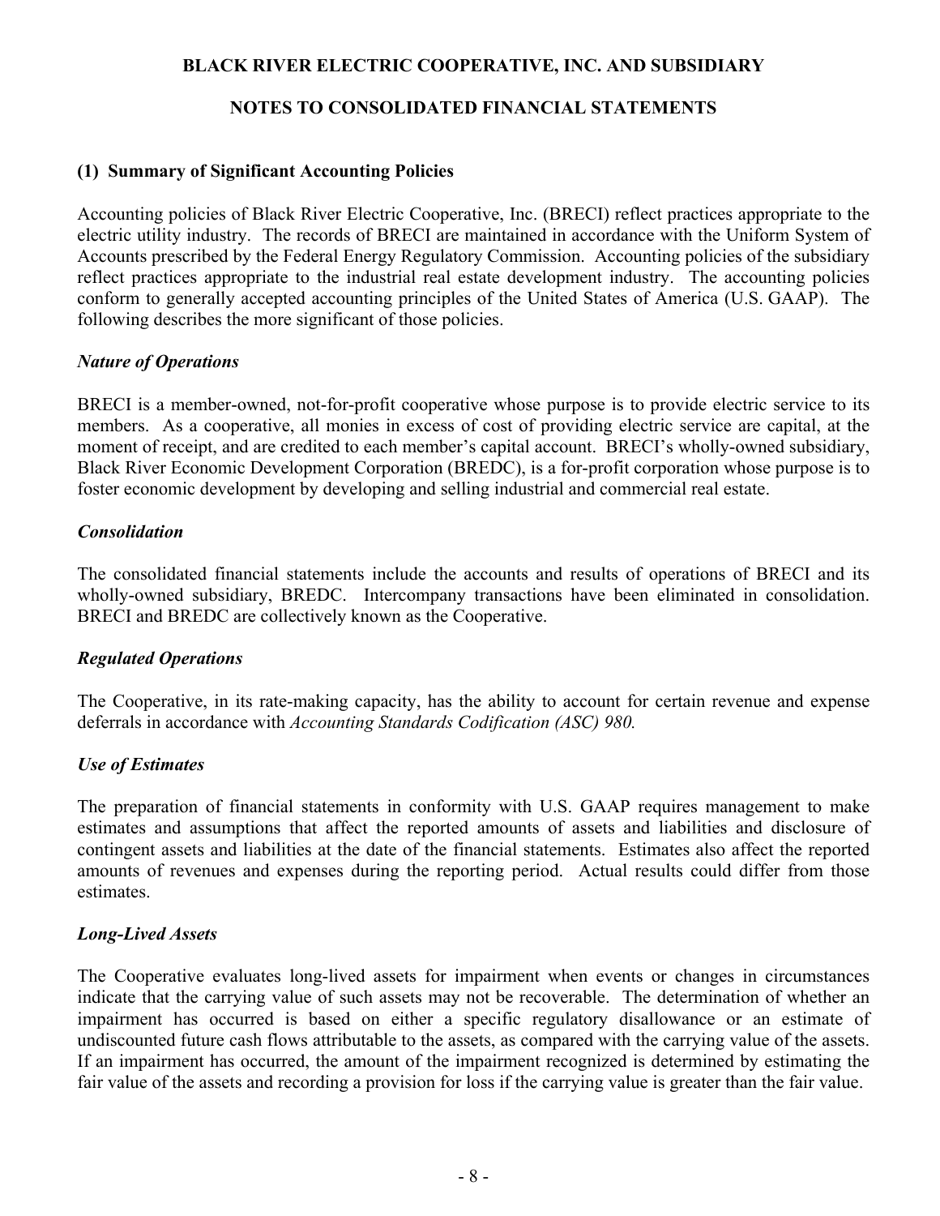# BLACK RIVER ELECTRIC COOPERATIVE, INC. AND SUBSIDIARY

## NOTES TO CONSOLIDATED FINANCIAL STATEMENTS

### (1) Summary of Significant Accounting Policies

Accounting policies of Black River Electric Cooperative, Inc. (BRECI) reflect practices appropriate to the electric utility industry. The records of BRECI are maintained in accordance with the Uniform System of Accounts prescribed by the Federal Energy Regulatory Commission. Accounting policies of the subsidiary reflect practices appropriate to the industrial real estate development industry. The accounting policies conform to generally accepted accounting principles of the United States of America (U.S. GAAP). The following describes the more significant of those policies.

#### *Nature of Operations*

BRECI is a member-owned, not-for-profit cooperative whose purpose is to provide electric service to its members. As a cooperative, all monies in excess of cost of providing electric service are capital, at the moment of receipt, and are credited to each member's capital account. BRECI's wholly-owned subsidiary, Black River Economic Development Corporation (BREDC), is a for-profit corporation whose purpose is to foster economic development by developing and selling industrial and commercial real estate.

#### *Consolidation*

The consolidated financial statements include the accounts and results of operations of BRECI and its wholly-owned subsidiary, BREDC. Intercompany transactions have been eliminated in consolidation. BRECI and BREDC are collectively known as the Cooperative.

#### *Regulated Operations*

The Cooperative, in its rate-making capacity, has the ability to account for certain revenue and expense deferrals in accordance with *Accounting Standards Codification (ASC) 980.*

#### *Use of Estimates*

The preparation of financial statements in conformity with U.S. GAAP requires management to make estimates and assumptions that affect the reported amounts of assets and liabilities and disclosure of contingent assets and liabilities at the date of the financial statements. Estimates also affect the reported amounts of revenues and expenses during the reporting period. Actual results could differ from those estimates.

#### *Long-Lived Assets*

The Cooperative evaluates long-lived assets for impairment when events or changes in circumstances indicate that the carrying value of such assets may not be recoverable. The determination of whether an impairment has occurred is based on either a specific regulatory disallowance or an estimate of undiscounted future cash flows attributable to the assets, as compared with the carrying value of the assets. If an impairment has occurred, the amount of the impairment recognized is determined by estimating the fair value of the assets and recording a provision for loss if the carrying value is greater than the fair value.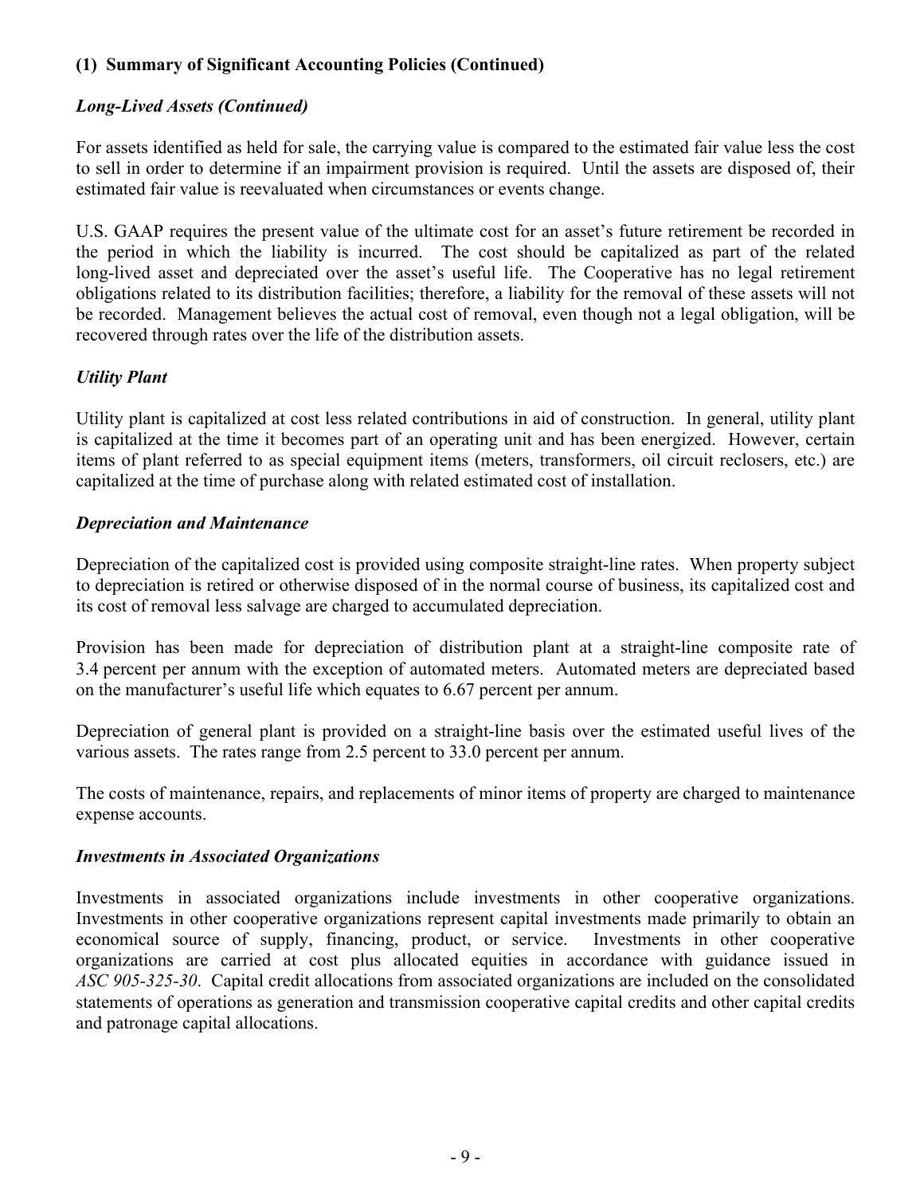### (1) Summary of Significant Accounting Policies (Continued)

***Long-Lived Assets (Continued)***

For assets identified as held for sale, the carrying value is compared to the estimated fair value less the cost to sell in order to determine if an impairment provision is required. Until the assets are disposed of, their estimated fair value is reevaluated when circumstances or events change.

U.S. GAAP requires the present value of the ultimate cost for an asset's future retirement be recorded in the period in which the liability is incurred. The cost should be capitalized as part of the related long-lived asset and depreciated over the asset's useful life. The Cooperative has no legal retirement obligations related to its distribution facilities; therefore, a liability for the removal of these assets will not be recorded. Management believes the actual cost of removal, even though not a legal obligation, will be recovered through rates over the life of the distribution assets.

***Utility Plant***

Utility plant is capitalized at cost less related contributions in aid of construction. In general, utility plant is capitalized at the time it becomes part of an operating unit and has been energized. However, certain items of plant referred to as special equipment items (meters, transformers, oil circuit reclosers, etc.) are capitalized at the time of purchase along with related estimated cost of installation.

***Depreciation and Maintenance***

Depreciation of the capitalized cost is provided using composite straight-line rates. When property subject to depreciation is retired or otherwise disposed of in the normal course of business, its capitalized cost and its cost of removal less salvage are charged to accumulated depreciation.

Provision has been made for depreciation of distribution plant at a straight-line composite rate of 3.4 percent per annum with the exception of automated meters. Automated meters are depreciated based on the manufacturer's useful life which equates to 6.67 percent per annum.

Depreciation of general plant is provided on a straight-line basis over the estimated useful lives of the various assets. The rates range from 2.5 percent to 33.0 percent per annum.

The costs of maintenance, repairs, and replacements of minor items of property are charged to maintenance expense accounts.

***Investments in Associated Organizations***

Investments in associated organizations include investments in other cooperative organizations. Investments in other cooperative organizations represent capital investments made primarily to obtain an economical source of supply, financing, product, or service. Investments in other cooperative organizations are carried at cost plus allocated equities in accordance with guidance issued in *ASC 905-325-30*. Capital credit allocations from associated organizations are included on the consolidated statements of operations as generation and transmission cooperative capital credits and other capital credits and patronage capital allocations.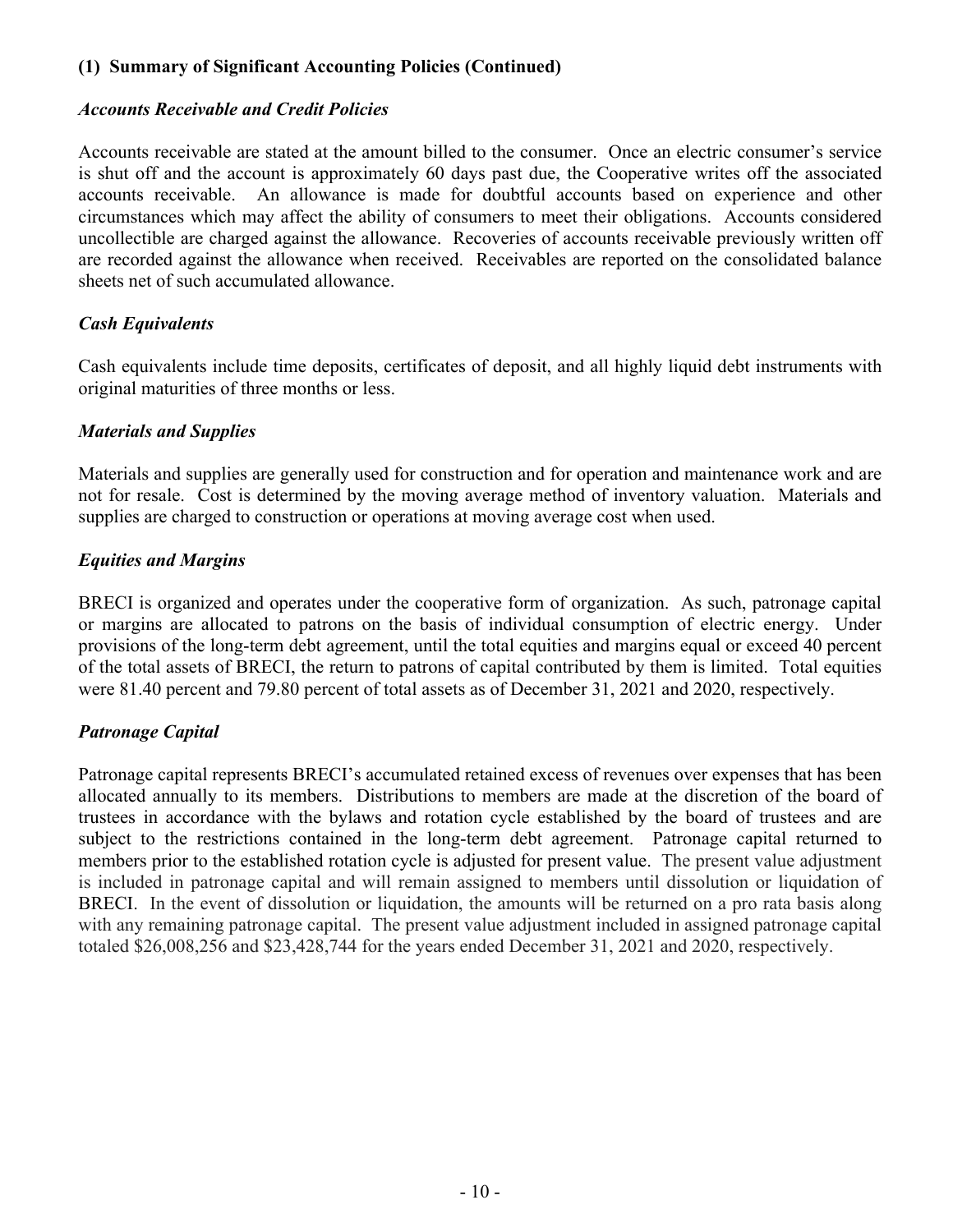## (1) Summary of Significant Accounting Policies (Continued)

### *Accounts Receivable and Credit Policies*

Accounts receivable are stated at the amount billed to the consumer. Once an electric consumer's service is shut off and the account is approximately 60 days past due, the Cooperative writes off the associated accounts receivable. An allowance is made for doubtful accounts based on experience and other circumstances which may affect the ability of consumers to meet their obligations. Accounts considered uncollectible are charged against the allowance. Recoveries of accounts receivable previously written off are recorded against the allowance when received. Receivables are reported on the consolidated balance sheets net of such accumulated allowance.

### *Cash Equivalents*

Cash equivalents include time deposits, certificates of deposit, and all highly liquid debt instruments with original maturities of three months or less.

### *Materials and Supplies*

Materials and supplies are generally used for construction and for operation and maintenance work and are not for resale. Cost is determined by the moving average method of inventory valuation. Materials and supplies are charged to construction or operations at moving average cost when used.

### *Equities and Margins*

BRECI is organized and operates under the cooperative form of organization. As such, patronage capital or margins are allocated to patrons on the basis of individual consumption of electric energy. Under provisions of the long-term debt agreement, until the total equities and margins equal or exceed 40 percent of the total assets of BRECI, the return to patrons of capital contributed by them is limited. Total equities were 81.40 percent and 79.80 percent of total assets as of December 31, 2021 and 2020, respectively.

### *Patronage Capital*

Patronage capital represents BRECI's accumulated retained excess of revenues over expenses that has been allocated annually to its members. Distributions to members are made at the discretion of the board of trustees in accordance with the bylaws and rotation cycle established by the board of trustees and are subject to the restrictions contained in the long-term debt agreement. Patronage capital returned to members prior to the established rotation cycle is adjusted for present value. The present value adjustment is included in patronage capital and will remain assigned to members until dissolution or liquidation of BRECI. In the event of dissolution or liquidation, the amounts will be returned on a pro rata basis along with any remaining patronage capital. The present value adjustment included in assigned patronage capital totaled $26,008,256 and $23,428,744 for the years ended December 31, 2021 and 2020, respectively.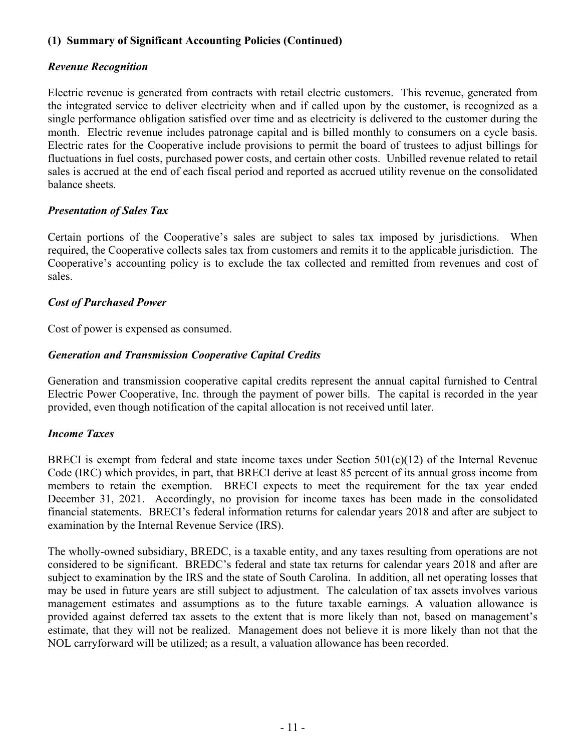**(1) Summary of Significant Accounting Policies (Continued)**

***Revenue Recognition***

Electric revenue is generated from contracts with retail electric customers. This revenue, generated from the integrated service to deliver electricity when and if called upon by the customer, is recognized as a single performance obligation satisfied over time and as electricity is delivered to the customer during the month. Electric revenue includes patronage capital and is billed monthly to consumers on a cycle basis. Electric rates for the Cooperative include provisions to permit the board of trustees to adjust billings for fluctuations in fuel costs, purchased power costs, and certain other costs. Unbilled revenue related to retail sales is accrued at the end of each fiscal period and reported as accrued utility revenue on the consolidated balance sheets.

***Presentation of Sales Tax***

Certain portions of the Cooperative's sales are subject to sales tax imposed by jurisdictions. When required, the Cooperative collects sales tax from customers and remits it to the applicable jurisdiction. The Cooperative's accounting policy is to exclude the tax collected and remitted from revenues and cost of sales.

***Cost of Purchased Power***

Cost of power is expensed as consumed.

***Generation and Transmission Cooperative Capital Credits***

Generation and transmission cooperative capital credits represent the annual capital furnished to Central Electric Power Cooperative, Inc. through the payment of power bills. The capital is recorded in the year provided, even though notification of the capital allocation is not received until later.

***Income Taxes***

BRECI is exempt from federal and state income taxes under Section 501(c)(12) of the Internal Revenue Code (IRC) which provides, in part, that BRECI derive at least 85 percent of its annual gross income from members to retain the exemption. BRECI expects to meet the requirement for the tax year ended December 31, 2021. Accordingly, no provision for income taxes has been made in the consolidated financial statements. BRECI's federal information returns for calendar years 2018 and after are subject to examination by the Internal Revenue Service (IRS).

The wholly-owned subsidiary, BREDC, is a taxable entity, and any taxes resulting from operations are not considered to be significant. BREDC's federal and state tax returns for calendar years 2018 and after are subject to examination by the IRS and the state of South Carolina. In addition, all net operating losses that may be used in future years are still subject to adjustment. The calculation of tax assets involves various management estimates and assumptions as to the future taxable earnings. A valuation allowance is provided against deferred tax assets to the extent that is more likely than not, based on management's estimate, that they will not be realized. Management does not believe it is more likely than not that the NOL carryforward will be utilized; as a result, a valuation allowance has been recorded.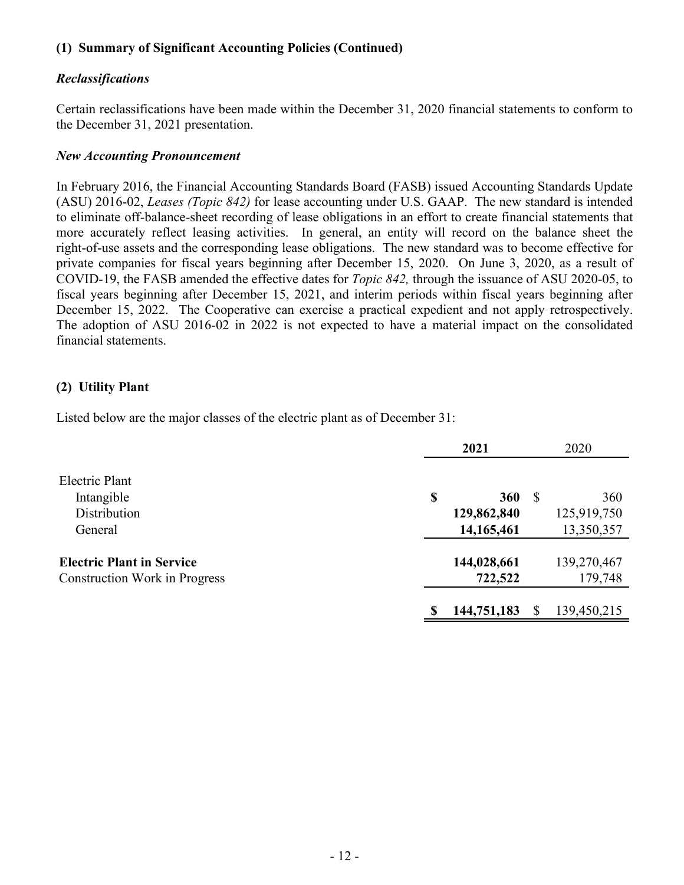### (1) Summary of Significant Accounting Policies (Continued)

#### *Reclassifications*

Certain reclassifications have been made within the December 31, 2020 financial statements to conform to the December 31, 2021 presentation.

#### *New Accounting Pronouncement*

In February 2016, the Financial Accounting Standards Board (FASB) issued Accounting Standards Update (ASU) 2016-02, *Leases (Topic 842)* for lease accounting under U.S. GAAP. The new standard is intended to eliminate off-balance-sheet recording of lease obligations in an effort to create financial statements that more accurately reflect leasing activities. In general, an entity will record on the balance sheet the right-of-use assets and the corresponding lease obligations. The new standard was to become effective for private companies for fiscal years beginning after December 15, 2020. On June 3, 2020, as a result of COVID-19, the FASB amended the effective dates for *Topic 842,* through the issuance of ASU 2020-05, to fiscal years beginning after December 15, 2021, and interim periods within fiscal years beginning after December 15, 2022. The Cooperative can exercise a practical expedient and not apply retrospectively. The adoption of ASU 2016-02 in 2022 is not expected to have a material impact on the consolidated financial statements.

### (2) Utility Plant

Listed below are the major classes of the electric plant as of December 31:

| | **2021** | 2020 |
|---|---|---|
| Electric Plant | | |
| Intangible | **$ 360** | $ 360 |
| Distribution | **129,862,840** | 125,919,750 |
| General | **14,165,461** | 13,350,357 |
| **Electric Plant in Service** | **144,028,661** | 139,270,467 |
| Construction Work in Progress | **722,522** | 179,748 |
| | **$ 144,751,183** | $ 139,450,215 |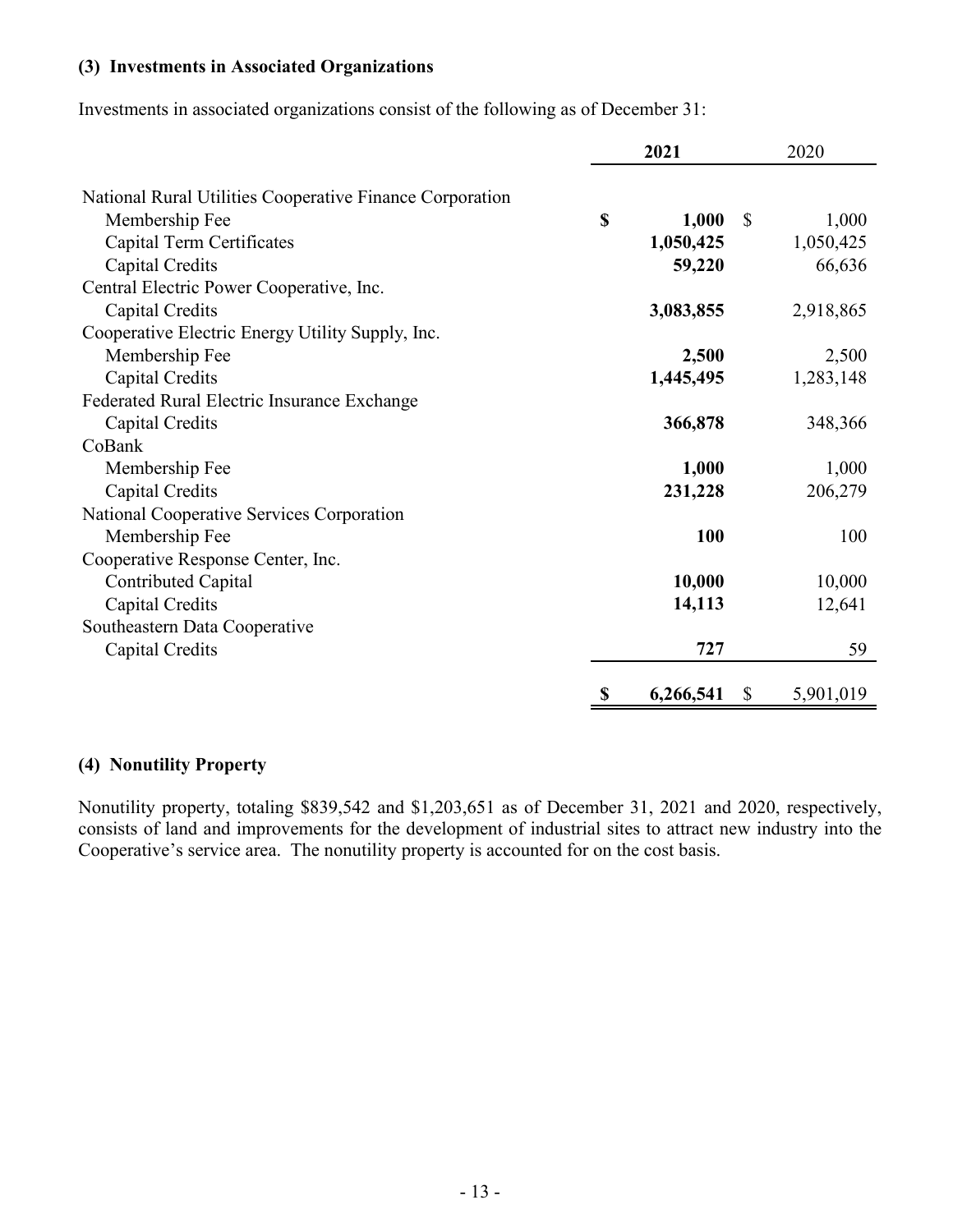### (3) Investments in Associated Organizations

Investments in associated organizations consist of the following as of December 31:

| | **2021** | 2020 |
|---|---|---|
| National Rural Utilities Cooperative Finance Corporation | | |
| Membership Fee | **$ 1,000** | $ 1,000 |
| Capital Term Certificates | **1,050,425** | 1,050,425 |
| Capital Credits | **59,220** | 66,636 |
| Central Electric Power Cooperative, Inc. | | |
| Capital Credits | **3,083,855** | 2,918,865 |
| Cooperative Electric Energy Utility Supply, Inc. | | |
| Membership Fee | **2,500** | 2,500 |
| Capital Credits | **1,445,495** | 1,283,148 |
| Federated Rural Electric Insurance Exchange | | |
| Capital Credits | **366,878** | 348,366 |
| CoBank | | |
| Membership Fee | **1,000** | 1,000 |
| Capital Credits | **231,228** | 206,279 |
| National Cooperative Services Corporation | | |
| Membership Fee | **100** | 100 |
| Cooperative Response Center, Inc. | | |
| Contributed Capital | **10,000** | 10,000 |
| Capital Credits | **14,113** | 12,641 |
| Southeastern Data Cooperative | | |
| Capital Credits | **727** | 59 |
| | **$ 6,266,541** | $ 5,901,019 |

### (4) Nonutility Property

Nonutility property, totaling $839,542 and $1,203,651 as of December 31, 2021 and 2020, respectively, consists of land and improvements for the development of industrial sites to attract new industry into the Cooperative's service area. The nonutility property is accounted for on the cost basis.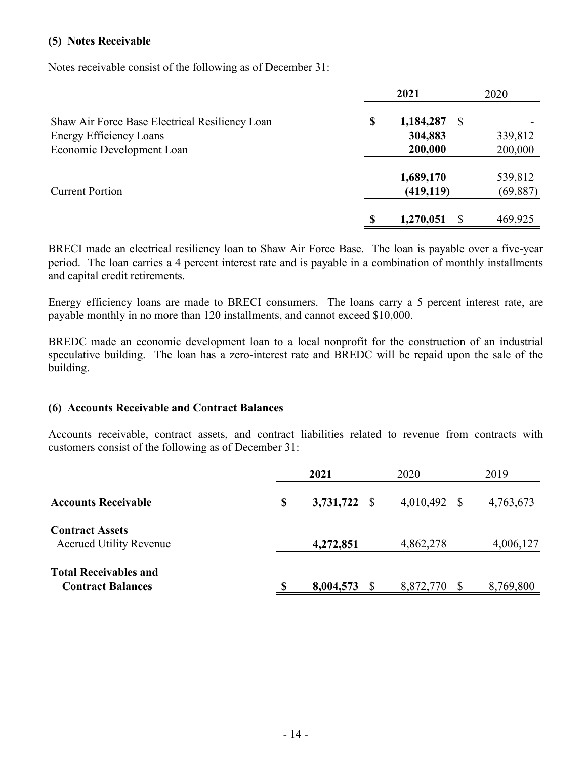### (5) Notes Receivable

Notes receivable consist of the following as of December 31:

| | 2021 | 2020 |
|---|---|---|
| Shaw Air Force Base Electrical Resiliency Loan | **$ 1,184,287** | $ - |
| Energy Efficiency Loans | **304,883** | 339,812 |
| Economic Development Loan | **200,000** | 200,000 |
| | **1,689,170** | 539,812 |
| Current Portion | **(419,119)** | (69,887) |
| | **$ 1,270,051** | $ 469,925 |

BRECI made an electrical resiliency loan to Shaw Air Force Base. The loan is payable over a five-year period. The loan carries a 4 percent interest rate and is payable in a combination of monthly installments and capital credit retirements.

Energy efficiency loans are made to BRECI consumers. The loans carry a 5 percent interest rate, are payable monthly in no more than 120 installments, and cannot exceed $10,000.

BREDC made an economic development loan to a local nonprofit for the construction of an industrial speculative building. The loan has a zero-interest rate and BREDC will be repaid upon the sale of the building.

### (6) Accounts Receivable and Contract Balances

Accounts receivable, contract assets, and contract liabilities related to revenue from contracts with customers consist of the following as of December 31:

| | 2021 | 2020 | 2019 |
|---|---|---|---|
| **Accounts Receivable** | **$ 3,731,722** | $ 4,010,492 | $ 4,763,673 |
| **Contract Assets** | | | |
| Accrued Utility Revenue | **4,272,851** | 4,862,278 | 4,006,127 |
| **Total Receivables and Contract Balances** | **$ 8,004,573** | $ 8,872,770 | $ 8,769,800 |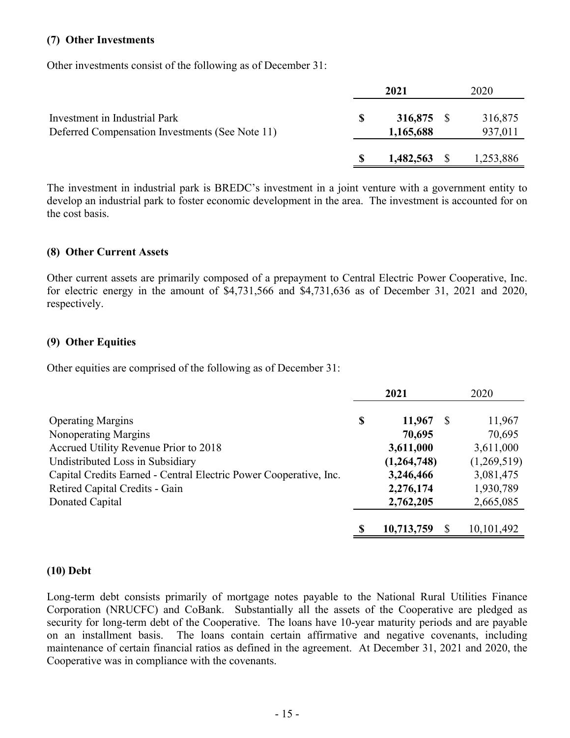### (7) Other Investments

Other investments consist of the following as of December 31:

| | 2021 | 2020 |
|---|---|---|
| Investment in Industrial Park | **$ 316,875** | $ 316,875 |
| Deferred Compensation Investments (See Note 11) | **1,165,688** | 937,011 |
| | **$ 1,482,563** | $ 1,253,886 |

The investment in industrial park is BREDC's investment in a joint venture with a government entity to develop an industrial park to foster economic development in the area. The investment is accounted for on the cost basis.

### (8) Other Current Assets

Other current assets are primarily composed of a prepayment to Central Electric Power Cooperative, Inc. for electric energy in the amount of $4,731,566 and $4,731,636 as of December 31, 2021 and 2020, respectively.

### (9) Other Equities

Other equities are comprised of the following as of December 31:

| | 2021 | 2020 |
|---|---|---|
| Operating Margins | **$ 11,967** | $ 11,967 |
| Nonoperating Margins | **70,695** | 70,695 |
| Accrued Utility Revenue Prior to 2018 | **3,611,000** | 3,611,000 |
| Undistributed Loss in Subsidiary | **(1,264,748)** | (1,269,519) |
| Capital Credits Earned - Central Electric Power Cooperative, Inc. | **3,246,466** | 3,081,475 |
| Retired Capital Credits - Gain | **2,276,174** | 1,930,789 |
| Donated Capital | **2,762,205** | 2,665,085 |
| | **$ 10,713,759** | $ 10,101,492 |

### (10) Debt

Long-term debt consists primarily of mortgage notes payable to the National Rural Utilities Finance Corporation (NRUCFC) and CoBank. Substantially all the assets of the Cooperative are pledged as security for long-term debt of the Cooperative. The loans have 10-year maturity periods and are payable on an installment basis. The loans contain certain affirmative and negative covenants, including maintenance of certain financial ratios as defined in the agreement. At December 31, 2021 and 2020, the Cooperative was in compliance with the covenants.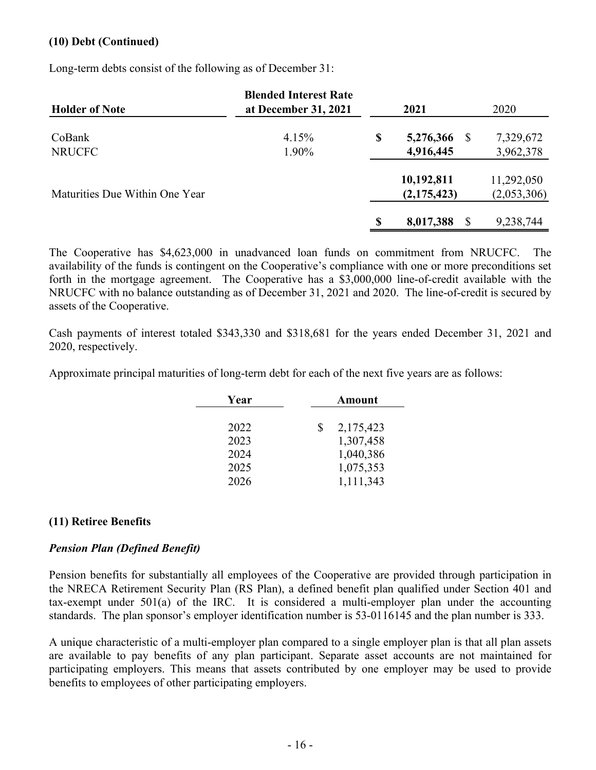**(10) Debt (Continued)**

Long-term debts consist of the following as of December 31:

| Holder of Note | Blended Interest Rate at December 31, 2021 | 2021 | 2020 |
|---|---|---|---|
| CoBank | 4.15% | **$ 5,276,366** | $ 7,329,672 |
| NRUCFC | 1.90% | **4,916,445** | 3,962,378 |
| | | **10,192,811** | 11,292,050 |
| Maturities Due Within One Year | | **(2,175,423)** | (2,053,306) |
| | | **$ 8,017,388** | $ 9,238,744 |

The Cooperative has $4,623,000 in unadvanced loan funds on commitment from NRUCFC. The availability of the funds is contingent on the Cooperative's compliance with one or more preconditions set forth in the mortgage agreement. The Cooperative has a $3,000,000 line-of-credit available with the NRUCFC with no balance outstanding as of December 31, 2021 and 2020. The line-of-credit is secured by assets of the Cooperative.

Cash payments of interest totaled $343,330 and $318,681 for the years ended December 31, 2021 and 2020, respectively.

Approximate principal maturities of long-term debt for each of the next five years are as follows:

| Year | Amount |
|---|---|
| 2022 | $ 2,175,423 |
| 2023 | 1,307,458 |
| 2024 | 1,040,386 |
| 2025 | 1,075,353 |
| 2026 | 1,111,343 |

**(11) Retiree Benefits**

***Pension Plan (Defined Benefit)***

Pension benefits for substantially all employees of the Cooperative are provided through participation in the NRECA Retirement Security Plan (RS Plan), a defined benefit plan qualified under Section 401 and tax-exempt under 501(a) of the IRC. It is considered a multi-employer plan under the accounting standards. The plan sponsor's employer identification number is 53-0116145 and the plan number is 333.

A unique characteristic of a multi-employer plan compared to a single employer plan is that all plan assets are available to pay benefits of any plan participant. Separate asset accounts are not maintained for participating employers. This means that assets contributed by one employer may be used to provide benefits to employees of other participating employers.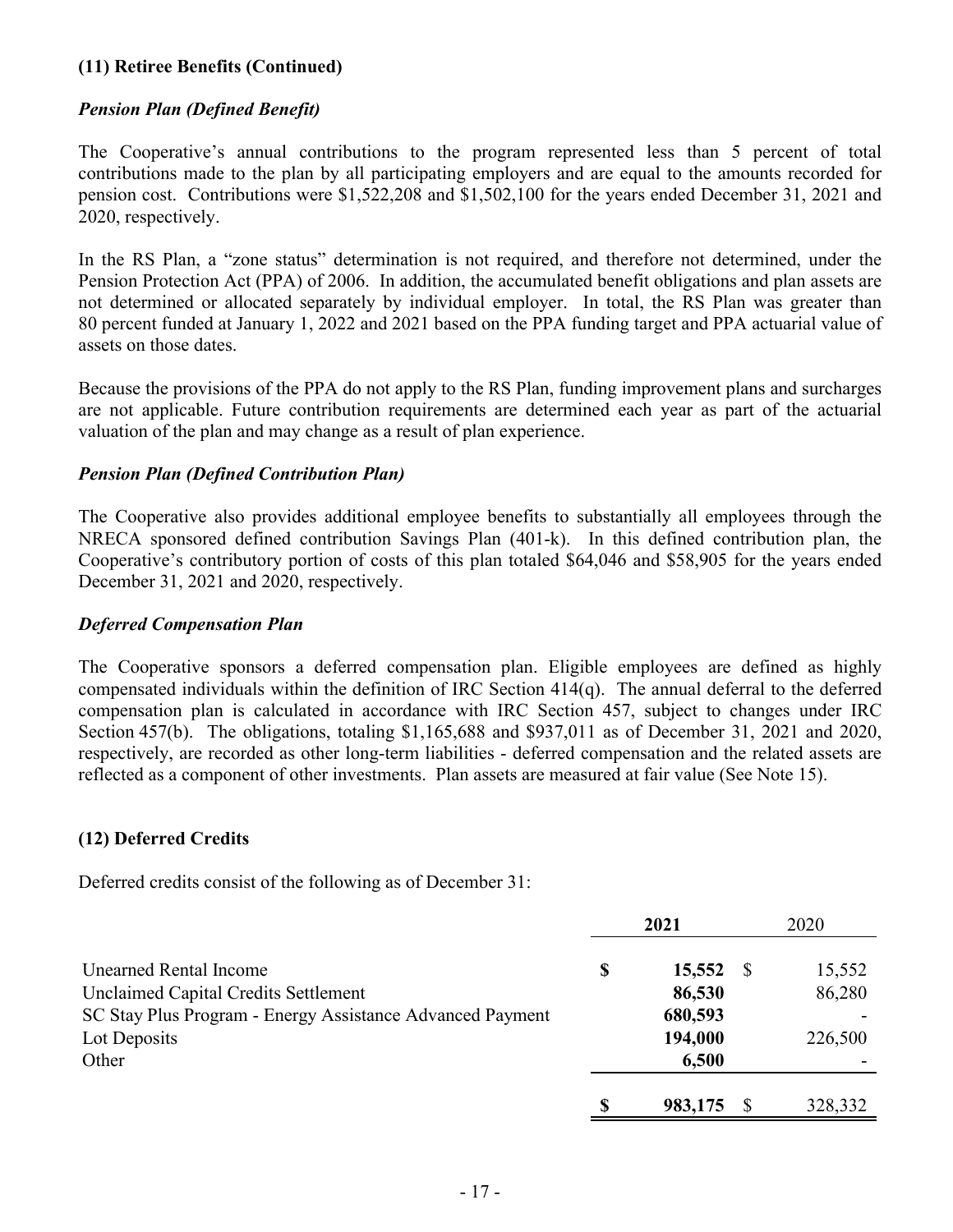## (11) Retiree Benefits (Continued)

### *Pension Plan (Defined Benefit)*

The Cooperative's annual contributions to the program represented less than 5 percent of total contributions made to the plan by all participating employers and are equal to the amounts recorded for pension cost. Contributions were $1,522,208 and $1,502,100 for the years ended December 31, 2021 and 2020, respectively.

In the RS Plan, a "zone status" determination is not required, and therefore not determined, under the Pension Protection Act (PPA) of 2006. In addition, the accumulated benefit obligations and plan assets are not determined or allocated separately by individual employer. In total, the RS Plan was greater than 80 percent funded at January 1, 2022 and 2021 based on the PPA funding target and PPA actuarial value of assets on those dates.

Because the provisions of the PPA do not apply to the RS Plan, funding improvement plans and surcharges are not applicable. Future contribution requirements are determined each year as part of the actuarial valuation of the plan and may change as a result of plan experience.

### *Pension Plan (Defined Contribution Plan)*

The Cooperative also provides additional employee benefits to substantially all employees through the NRECA sponsored defined contribution Savings Plan (401-k). In this defined contribution plan, the Cooperative's contributory portion of costs of this plan totaled $64,046 and $58,905 for the years ended December 31, 2021 and 2020, respectively.

### *Deferred Compensation Plan*

The Cooperative sponsors a deferred compensation plan. Eligible employees are defined as highly compensated individuals within the definition of IRC Section 414(q). The annual deferral to the deferred compensation plan is calculated in accordance with IRC Section 457, subject to changes under IRC Section 457(b). The obligations, totaling $1,165,688 and $937,011 as of December 31, 2021 and 2020, respectively, are recorded as other long-term liabilities - deferred compensation and the related assets are reflected as a component of other investments. Plan assets are measured at fair value (See Note 15).

## (12) Deferred Credits

Deferred credits consist of the following as of December 31:

| | **2021** | 2020 |
|---|---|---|
| Unearned Rental Income | **$ 15,552** | $ 15,552 |
| Unclaimed Capital Credits Settlement | **86,530** | 86,280 |
| SC Stay Plus Program - Energy Assistance Advanced Payment | **680,593** | - |
| Lot Deposits | **194,000** | 226,500 |
| Other | **6,500** | - |
| | **$ 983,175** | $ 328,332 |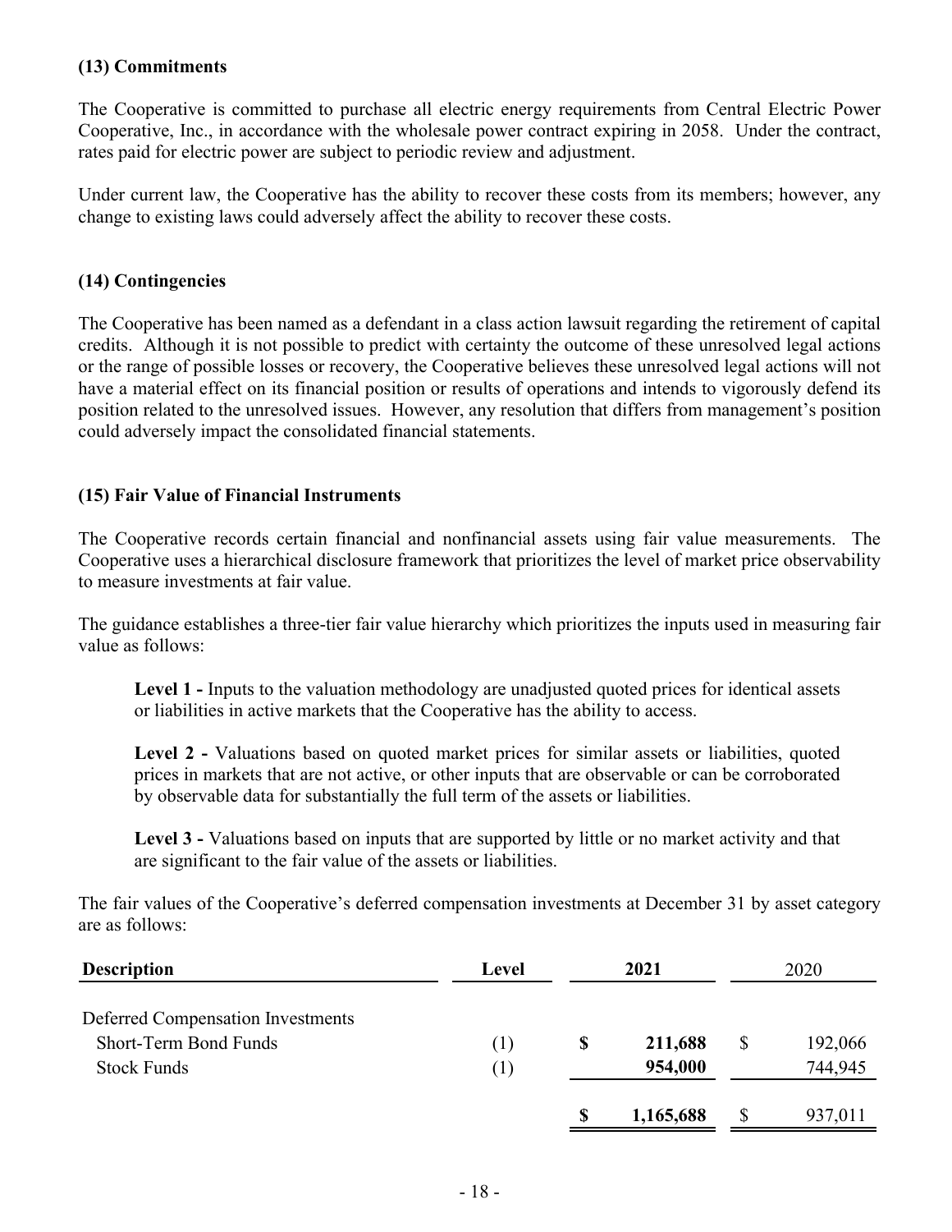### (13) Commitments

The Cooperative is committed to purchase all electric energy requirements from Central Electric Power Cooperative, Inc., in accordance with the wholesale power contract expiring in 2058. Under the contract, rates paid for electric power are subject to periodic review and adjustment.

Under current law, the Cooperative has the ability to recover these costs from its members; however, any change to existing laws could adversely affect the ability to recover these costs.

### (14) Contingencies

The Cooperative has been named as a defendant in a class action lawsuit regarding the retirement of capital credits. Although it is not possible to predict with certainty the outcome of these unresolved legal actions or the range of possible losses or recovery, the Cooperative believes these unresolved legal actions will not have a material effect on its financial position or results of operations and intends to vigorously defend its position related to the unresolved issues. However, any resolution that differs from management's position could adversely impact the consolidated financial statements.

### (15) Fair Value of Financial Instruments

The Cooperative records certain financial and nonfinancial assets using fair value measurements. The Cooperative uses a hierarchical disclosure framework that prioritizes the level of market price observability to measure investments at fair value.

The guidance establishes a three-tier fair value hierarchy which prioritizes the inputs used in measuring fair value as follows:

> **Level 1 -** Inputs to the valuation methodology are unadjusted quoted prices for identical assets or liabilities in active markets that the Cooperative has the ability to access.
>
> **Level 2 -** Valuations based on quoted market prices for similar assets or liabilities, quoted prices in markets that are not active, or other inputs that are observable or can be corroborated by observable data for substantially the full term of the assets or liabilities.
>
> **Level 3 -** Valuations based on inputs that are supported by little or no market activity and that are significant to the fair value of the assets or liabilities.

The fair values of the Cooperative's deferred compensation investments at December 31 by asset category are as follows:

| Description | Level | 2021 | 2020 |
|---|---|---|---|
| Deferred Compensation Investments | | | |
| Short-Term Bond Funds | (1) | $ 211,688 | $ 192,066 |
| Stock Funds | (1) | 954,000 | 744,945 |
| | | $ 1,165,688 | $ 937,011 |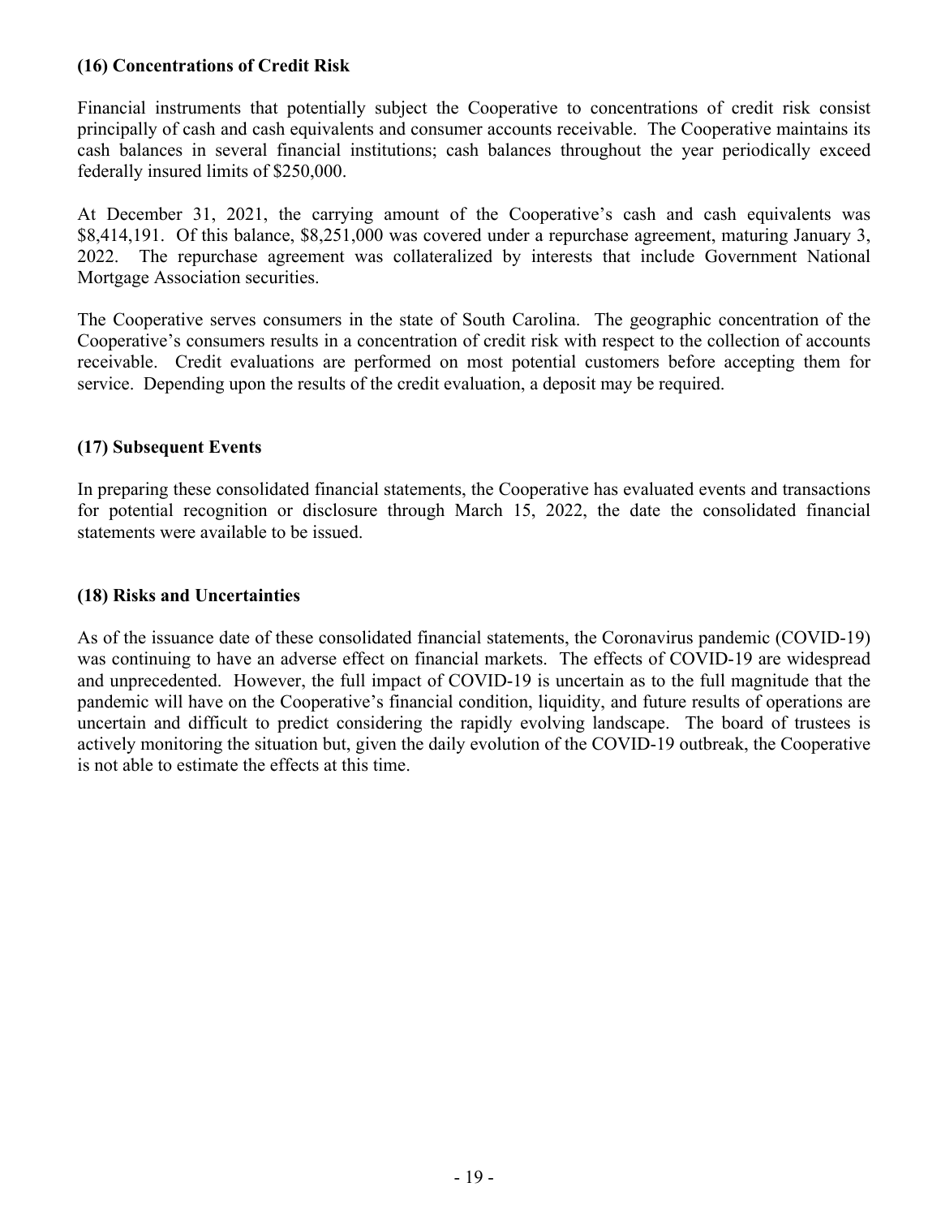**(16) Concentrations of Credit Risk**

Financial instruments that potentially subject the Cooperative to concentrations of credit risk consist principally of cash and cash equivalents and consumer accounts receivable. The Cooperative maintains its cash balances in several financial institutions; cash balances throughout the year periodically exceed federally insured limits of $250,000.

At December 31, 2021, the carrying amount of the Cooperative's cash and cash equivalents was $8,414,191. Of this balance, $8,251,000 was covered under a repurchase agreement, maturing January 3, 2022. The repurchase agreement was collateralized by interests that include Government National Mortgage Association securities.

The Cooperative serves consumers in the state of South Carolina. The geographic concentration of the Cooperative's consumers results in a concentration of credit risk with respect to the collection of accounts receivable. Credit evaluations are performed on most potential customers before accepting them for service. Depending upon the results of the credit evaluation, a deposit may be required.

**(17) Subsequent Events**

In preparing these consolidated financial statements, the Cooperative has evaluated events and transactions for potential recognition or disclosure through March 15, 2022, the date the consolidated financial statements were available to be issued.

**(18) Risks and Uncertainties**

As of the issuance date of these consolidated financial statements, the Coronavirus pandemic (COVID-19) was continuing to have an adverse effect on financial markets. The effects of COVID-19 are widespread and unprecedented. However, the full impact of COVID-19 is uncertain as to the full magnitude that the pandemic will have on the Cooperative's financial condition, liquidity, and future results of operations are uncertain and difficult to predict considering the rapidly evolving landscape. The board of trustees is actively monitoring the situation but, given the daily evolution of the COVID-19 outbreak, the Cooperative is not able to estimate the effects at this time.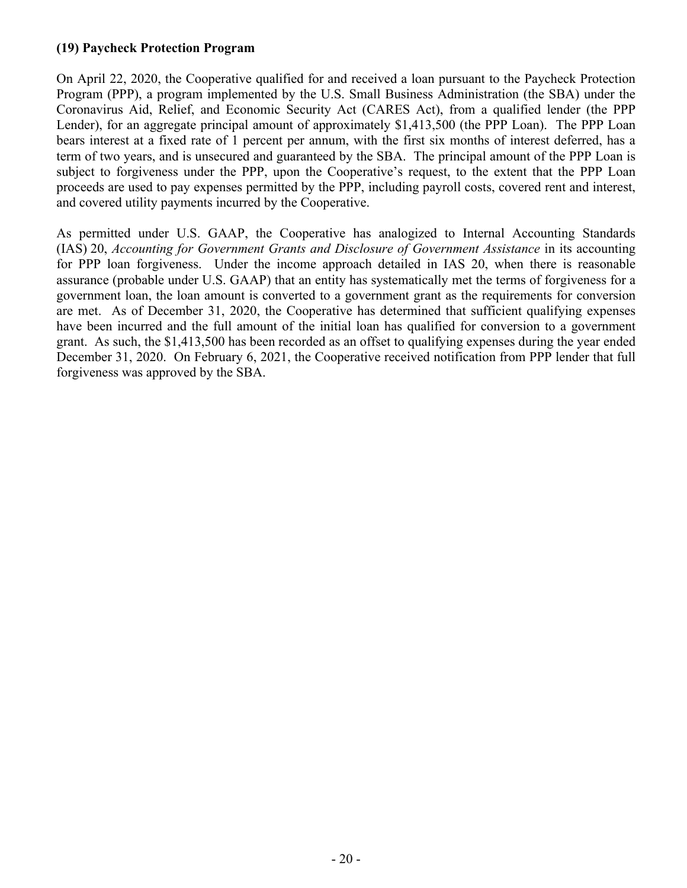### (19) Paycheck Protection Program

On April 22, 2020, the Cooperative qualified for and received a loan pursuant to the Paycheck Protection Program (PPP), a program implemented by the U.S. Small Business Administration (the SBA) under the Coronavirus Aid, Relief, and Economic Security Act (CARES Act), from a qualified lender (the PPP Lender), for an aggregate principal amount of approximately $1,413,500 (the PPP Loan). The PPP Loan bears interest at a fixed rate of 1 percent per annum, with the first six months of interest deferred, has a term of two years, and is unsecured and guaranteed by the SBA. The principal amount of the PPP Loan is subject to forgiveness under the PPP, upon the Cooperative's request, to the extent that the PPP Loan proceeds are used to pay expenses permitted by the PPP, including payroll costs, covered rent and interest, and covered utility payments incurred by the Cooperative.

As permitted under U.S. GAAP, the Cooperative has analogized to Internal Accounting Standards (IAS) 20, *Accounting for Government Grants and Disclosure of Government Assistance* in its accounting for PPP loan forgiveness. Under the income approach detailed in IAS 20, when there is reasonable assurance (probable under U.S. GAAP) that an entity has systematically met the terms of forgiveness for a government loan, the loan amount is converted to a government grant as the requirements for conversion are met. As of December 31, 2020, the Cooperative has determined that sufficient qualifying expenses have been incurred and the full amount of the initial loan has qualified for conversion to a government grant. As such, the $1,413,500 has been recorded as an offset to qualifying expenses during the year ended December 31, 2020. On February 6, 2021, the Cooperative received notification from PPP lender that full forgiveness was approved by the SBA.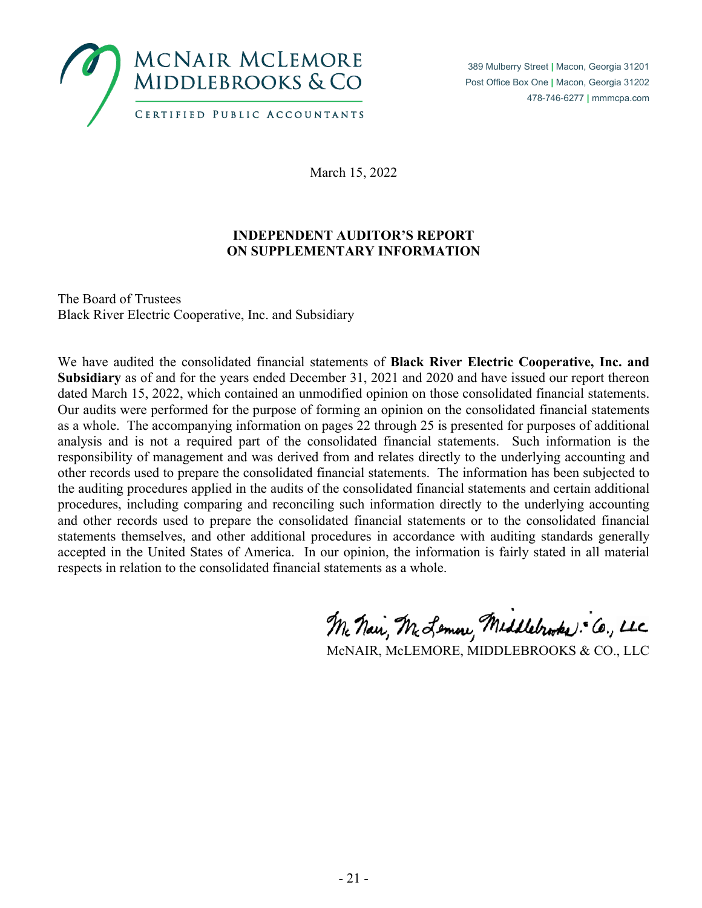MCNAIR MCLEMORE MIDDLEBROOKS & CO

CERTIFIED PUBLIC ACCOUNTANTS

389 Mulberry Street | Macon, Georgia 31201
Post Office Box One | Macon, Georgia 31202
478-746-6277 | mmmcpa.com

March 15, 2022

## INDEPENDENT AUDITOR'S REPORT ON SUPPLEMENTARY INFORMATION

The Board of Trustees
Black River Electric Cooperative, Inc. and Subsidiary

We have audited the consolidated financial statements of **Black River Electric Cooperative, Inc. and Subsidiary** as of and for the years ended December 31, 2021 and 2020 and have issued our report thereon dated March 15, 2022, which contained an unmodified opinion on those consolidated financial statements. Our audits were performed for the purpose of forming an opinion on the consolidated financial statements as a whole. The accompanying information on pages 22 through 25 is presented for purposes of additional analysis and is not a required part of the consolidated financial statements. Such information is the responsibility of management and was derived from and relates directly to the underlying accounting and other records used to prepare the consolidated financial statements. The information has been subjected to the auditing procedures applied in the audits of the consolidated financial statements and certain additional procedures, including comparing and reconciling such information directly to the underlying accounting and other records used to prepare the consolidated financial statements or to the consolidated financial statements themselves, and other additional procedures in accordance with auditing standards generally accepted in the United States of America. In our opinion, the information is fairly stated in all material respects in relation to the consolidated financial statements as a whole.

McNair, McLemore, Middlebrooks & Co., LLC

McNAIR, McLEMORE, MIDDLEBROOKS & CO., LLC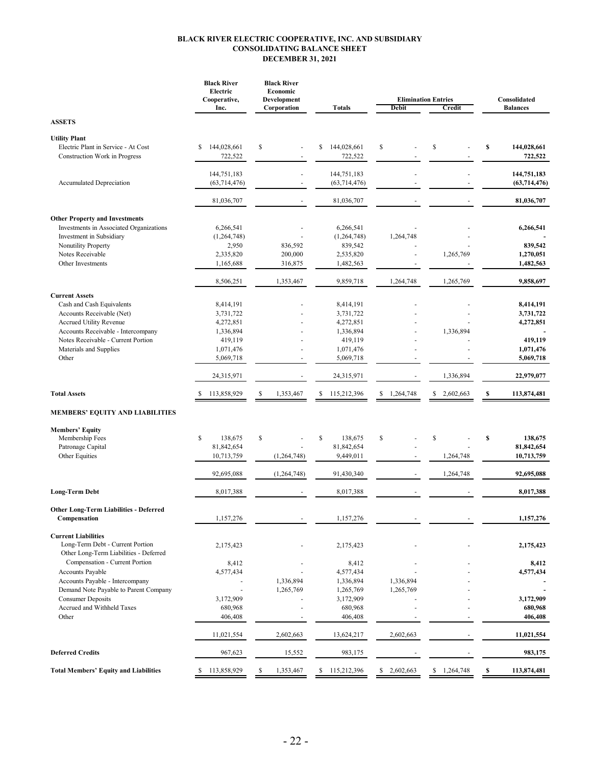**BLACK RIVER ELECTRIC COOPERATIVE, INC. AND SUBSIDIARY**
**CONSOLIDATING BALANCE SHEET**
**DECEMBER 31, 2021**

| | Black River Electric Cooperative, Inc. | Black River Economic Development Corporation | Totals | Elimination Entries Debit | Elimination Entries Credit | Consolidated Balances |
|---|---|---|---|---|---|---|
| **ASSETS** | | | | | | |
| **Utility Plant** | | | | | | |
| Electric Plant in Service - At Cost | $ 144,028,661 | $ - | $ 144,028,661 | $ - | $ - | **$ 144,028,661** |
| Construction Work in Progress | 722,522 | - | 722,522 | - | - | **722,522** |
| | 144,751,183 | - | 144,751,183 | - | - | **144,751,183** |
| Accumulated Depreciation | (63,714,476) | - | (63,714,476) | - | - | **(63,714,476)** |
| | 81,036,707 | - | 81,036,707 | - | - | **81,036,707** |
| **Other Property and Investments** | | | | | | |
| Investments in Associated Organizations | 6,266,541 | - | 6,266,541 | - | - | **6,266,541** |
| Investment in Subsidiary | (1,264,748) | - | (1,264,748) | 1,264,748 | - | **-** |
| Nonutility Property | 2,950 | 836,592 | 839,542 | - | - | **839,542** |
| Notes Receivable | 2,335,820 | 200,000 | 2,535,820 | - | 1,265,769 | **1,270,051** |
| Other Investments | 1,165,688 | 316,875 | 1,482,563 | - | - | **1,482,563** |
| | 8,506,251 | 1,353,467 | 9,859,718 | 1,264,748 | 1,265,769 | **9,858,697** |
| **Current Assets** | | | | | | |
| Cash and Cash Equivalents | 8,414,191 | - | 8,414,191 | - | - | **8,414,191** |
| Accounts Receivable (Net) | 3,731,722 | - | 3,731,722 | - | - | **3,731,722** |
| Accrued Utility Revenue | 4,272,851 | - | 4,272,851 | - | - | **4,272,851** |
| Accounts Receivable - Intercompany | 1,336,894 | - | 1,336,894 | - | 1,336,894 | **-** |
| Notes Receivable - Current Portion | 419,119 | - | 419,119 | - | - | **419,119** |
| Materials and Supplies | 1,071,476 | - | 1,071,476 | - | - | **1,071,476** |
| Other | 5,069,718 | - | 5,069,718 | - | - | **5,069,718** |
| | 24,315,971 | - | 24,315,971 | - | 1,336,894 | **22,979,077** |
| **Total Assets** | $ 113,858,929 | $ 1,353,467 | $ 115,212,396 | $ 1,264,748 | $ 2,602,663 | **$ 113,874,481** |
| **MEMBERS' EQUITY AND LIABILITIES** | | | | | | |
| **Members' Equity** | | | | | | |
| Membership Fees | $ 138,675 | $ - | $ 138,675 | $ - | $ - | **$ 138,675** |
| Patronage Capital | 81,842,654 | - | 81,842,654 | - | - | **81,842,654** |
| Other Equities | 10,713,759 | (1,264,748) | 9,449,011 | - | 1,264,748 | **10,713,759** |
| | 92,695,088 | (1,264,748) | 91,430,340 | - | 1,264,748 | **92,695,088** |
| **Long-Term Debt** | 8,017,388 | - | 8,017,388 | - | - | **8,017,388** |
| **Other Long-Term Liabilities - Deferred Compensation** | 1,157,276 | - | 1,157,276 | - | - | **1,157,276** |
| **Current Liabilities** | | | | | | |
| Long-Term Debt - Current Portion | 2,175,423 | - | 2,175,423 | - | - | **2,175,423** |
| Other Long-Term Liabilities - Deferred Compensation - Current Portion | 8,412 | - | 8,412 | - | - | **8,412** |
| Accounts Payable | 4,577,434 | - | 4,577,434 | - | - | **4,577,434** |
| Accounts Payable - Intercompany | - | 1,336,894 | 1,336,894 | 1,336,894 | - | **-** |
| Demand Note Payable to Parent Company | - | 1,265,769 | 1,265,769 | 1,265,769 | - | **-** |
| Consumer Deposits | 3,172,909 | - | 3,172,909 | - | - | **3,172,909** |
| Accrued and Withheld Taxes | 680,968 | - | 680,968 | - | - | **680,968** |
| Other | 406,408 | - | 406,408 | - | - | **406,408** |
| | 11,021,554 | 2,602,663 | 13,624,217 | 2,602,663 | - | **11,021,554** |
| **Deferred Credits** | 967,623 | 15,552 | 983,175 | - | - | **983,175** |
| **Total Members' Equity and Liabilities** | $ 113,858,929 | $ 1,353,467 | $ 115,212,396 | $ 2,602,663 | $ 1,264,748 | **$ 113,874,481** |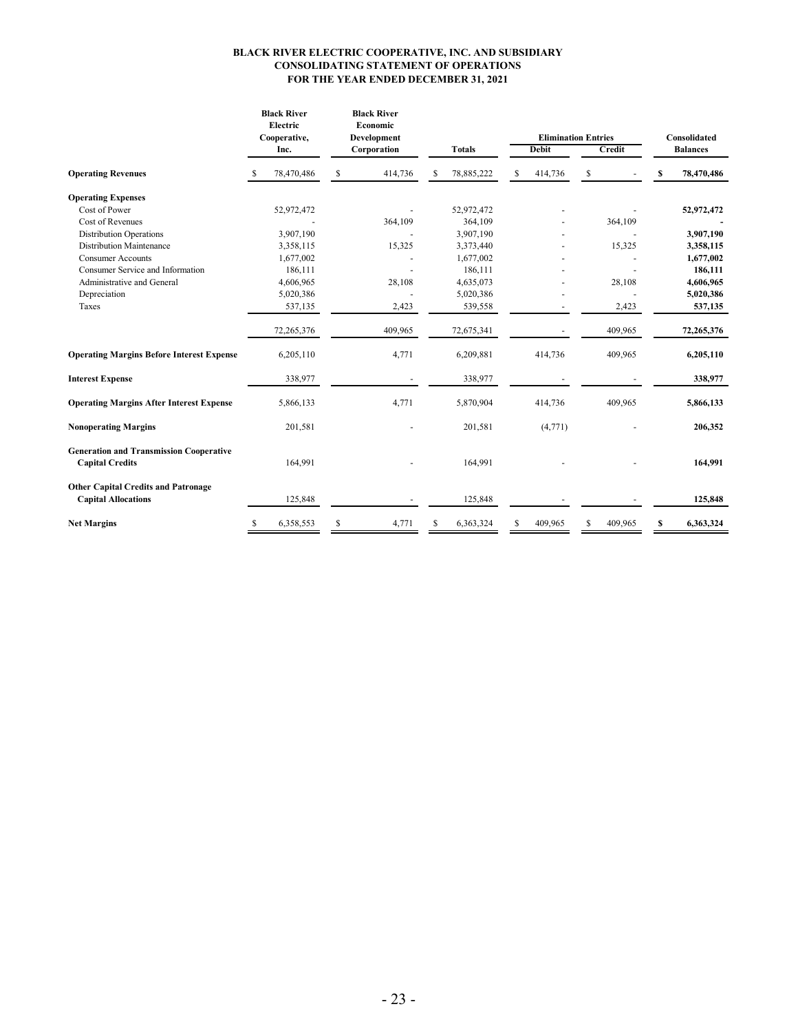# BLACK RIVER ELECTRIC COOPERATIVE, INC. AND SUBSIDIARY
## CONSOLIDATING STATEMENT OF OPERATIONS
### FOR THE YEAR ENDED DECEMBER 31, 2021

| | Black River Electric Cooperative, Inc. | Black River Economic Development Corporation | Totals | Elimination Entries | | Consolidated Balances |
|---|---|---|---|---|---|---|
| | | | | Debit | Credit | |
| **Operating Revenues** | $ 78,470,486 | $ 414,736 | $ 78,885,222 | $ 414,736 | $ - | **$ 78,470,486** |
| **Operating Expenses** | | | | | | |
| Cost of Power | 52,972,472 | - | 52,972,472 | - | - | **52,972,472** |
| Cost of Revenues | - | 364,109 | 364,109 | - | 364,109 | **-** |
| Distribution Operations | 3,907,190 | - | 3,907,190 | - | - | **3,907,190** |
| Distribution Maintenance | 3,358,115 | 15,325 | 3,373,440 | - | 15,325 | **3,358,115** |
| Consumer Accounts | 1,677,002 | - | 1,677,002 | - | - | **1,677,002** |
| Consumer Service and Information | 186,111 | - | 186,111 | - | - | **186,111** |
| Administrative and General | 4,606,965 | 28,108 | 4,635,073 | - | 28,108 | **4,606,965** |
| Depreciation | 5,020,386 | - | 5,020,386 | - | - | **5,020,386** |
| Taxes | 537,135 | 2,423 | 539,558 | - | 2,423 | **537,135** |
| | 72,265,376 | 409,965 | 72,675,341 | - | 409,965 | **72,265,376** |
| **Operating Margins Before Interest Expense** | 6,205,110 | 4,771 | 6,209,881 | 414,736 | 409,965 | **6,205,110** |
| **Interest Expense** | 338,977 | - | 338,977 | - | - | **338,977** |
| **Operating Margins After Interest Expense** | 5,866,133 | 4,771 | 5,870,904 | 414,736 | 409,965 | **5,866,133** |
| **Nonoperating Margins** | 201,581 | - | 201,581 | (4,771) | - | **206,352** |
| **Generation and Transmission Cooperative Capital Credits** | 164,991 | - | 164,991 | - | - | **164,991** |
| **Other Capital Credits and Patronage Capital Allocations** | 125,848 | - | 125,848 | - | - | **125,848** |
| **Net Margins** | $ 6,358,553 | $ 4,771 | $ 6,363,324 | $ 409,965 | $ 409,965 | **$ 6,363,324** |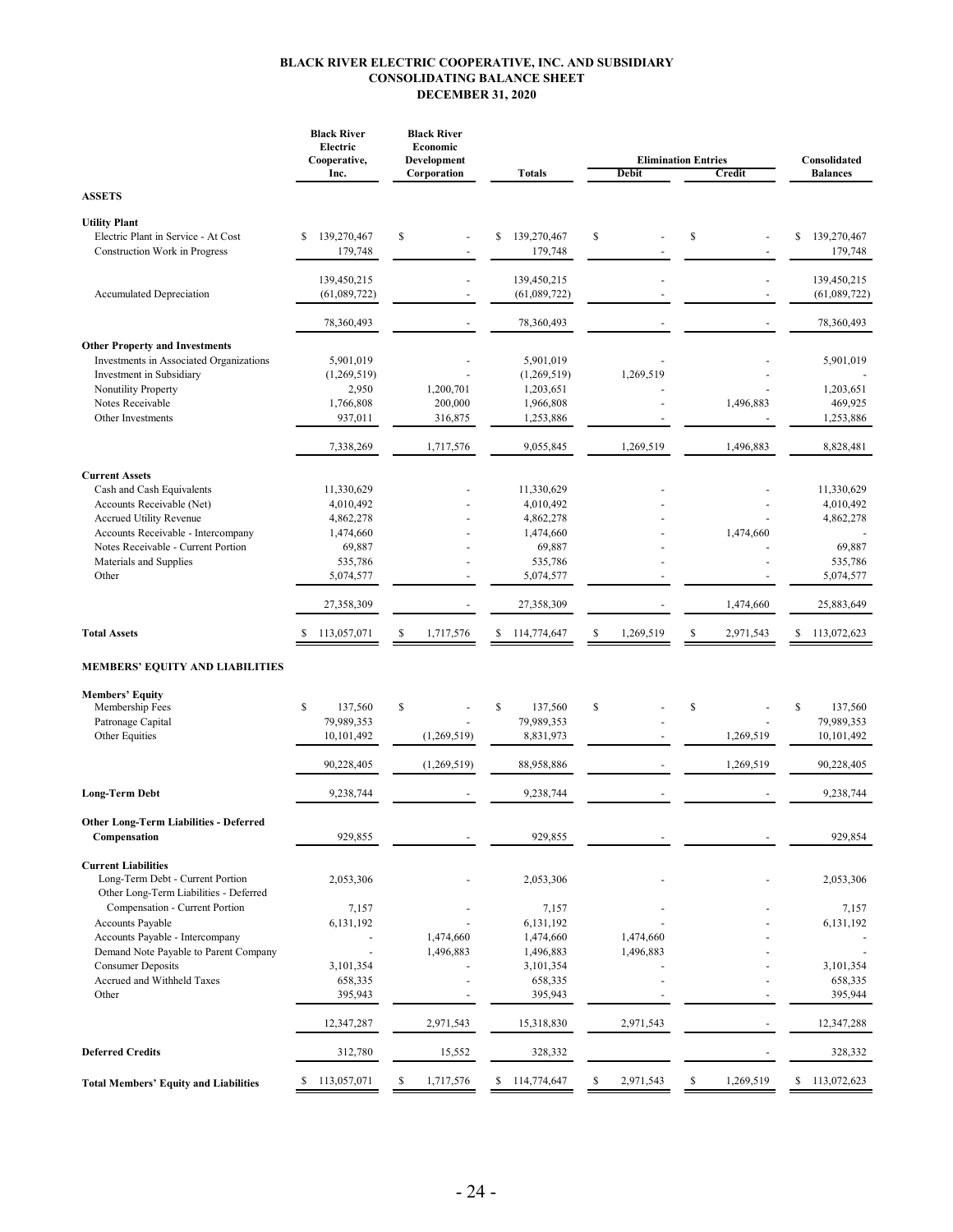# BLACK RIVER ELECTRIC COOPERATIVE, INC. AND SUBSIDIARY
## CONSOLIDATING BALANCE SHEET
### DECEMBER 31, 2020

| | Black River Electric Cooperative, Inc. | Black River Economic Development Corporation | Totals | Elimination Entries | | Consolidated Balances |
|---|---|---|---|---|---|---|
| | | | | Debit | Credit | |
| **ASSETS** | | | | | | |
| **Utility Plant** | | | | | | |
| Electric Plant in Service - At Cost | $ 139,270,467 | $ - | $ 139,270,467 | $ - | $ - | $ 139,270,467 |
| Construction Work in Progress | 179,748 | - | 179,748 | - | - | 179,748 |
| | 139,450,215 | - | 139,450,215 | - | - | 139,450,215 |
| Accumulated Depreciation | (61,089,722) | - | (61,089,722) | - | - | (61,089,722) |
| | 78,360,493 | - | 78,360,493 | - | - | 78,360,493 |
| **Other Property and Investments** | | | | | | |
| Investments in Associated Organizations | 5,901,019 | - | 5,901,019 | - | - | 5,901,019 |
| Investment in Subsidiary | (1,269,519) | - | (1,269,519) | 1,269,519 | - | - |
| Nonutility Property | 2,950 | 1,200,701 | 1,203,651 | - | - | 1,203,651 |
| Notes Receivable | 1,766,808 | 200,000 | 1,966,808 | - | 1,496,883 | 469,925 |
| Other Investments | 937,011 | 316,875 | 1,253,886 | - | - | 1,253,886 |
| | 7,338,269 | 1,717,576 | 9,055,845 | 1,269,519 | 1,496,883 | 8,828,481 |
| **Current Assets** | | | | | | |
| Cash and Cash Equivalents | 11,330,629 | - | 11,330,629 | - | - | 11,330,629 |
| Accounts Receivable (Net) | 4,010,492 | - | 4,010,492 | - | - | 4,010,492 |
| Accrued Utility Revenue | 4,862,278 | - | 4,862,278 | - | - | 4,862,278 |
| Accounts Receivable - Intercompany | 1,474,660 | - | 1,474,660 | - | 1,474,660 | - |
| Notes Receivable - Current Portion | 69,887 | - | 69,887 | - | - | 69,887 |
| Materials and Supplies | 535,786 | - | 535,786 | - | - | 535,786 |
| Other | 5,074,577 | - | 5,074,577 | - | - | 5,074,577 |
| | 27,358,309 | - | 27,358,309 | - | 1,474,660 | 25,883,649 |
| **Total Assets** | $ 113,057,071 | $ 1,717,576 | $ 114,774,647 | $ 1,269,519 | $ 2,971,543 | $ 113,072,623 |
| **MEMBERS' EQUITY AND LIABILITIES** | | | | | | |
| **Members' Equity** | | | | | | |
| Membership Fees | $ 137,560 | $ - | $ 137,560 | $ - | $ - | $ 137,560 |
| Patronage Capital | 79,989,353 | - | 79,989,353 | - | - | 79,989,353 |
| Other Equities | 10,101,492 | (1,269,519) | 8,831,973 | - | 1,269,519 | 10,101,492 |
| | 90,228,405 | (1,269,519) | 88,958,886 | - | 1,269,519 | 90,228,405 |
| **Long-Term Debt** | 9,238,744 | - | 9,238,744 | - | - | 9,238,744 |
| **Other Long-Term Liabilities - Deferred Compensation** | 929,855 | - | 929,855 | - | - | 929,854 |
| **Current Liabilities** | | | | | | |
| Long-Term Debt - Current Portion | 2,053,306 | - | 2,053,306 | - | - | 2,053,306 |
| Other Long-Term Liabilities - Deferred Compensation - Current Portion | 7,157 | - | 7,157 | - | - | 7,157 |
| Accounts Payable | 6,131,192 | - | 6,131,192 | - | - | 6,131,192 |
| Accounts Payable - Intercompany | - | 1,474,660 | 1,474,660 | 1,474,660 | - | - |
| Demand Note Payable to Parent Company | - | 1,496,883 | 1,496,883 | 1,496,883 | - | - |
| Consumer Deposits | 3,101,354 | - | 3,101,354 | - | - | 3,101,354 |
| Accrued and Withheld Taxes | 658,335 | - | 658,335 | - | - | 658,335 |
| Other | 395,943 | - | 395,943 | - | - | 395,944 |
| | 12,347,287 | 2,971,543 | 15,318,830 | 2,971,543 | - | 12,347,288 |
| **Deferred Credits** | 312,780 | 15,552 | 328,332 | | - | 328,332 |
| **Total Members' Equity and Liabilities** | $ 113,057,071 | $ 1,717,576 | $ 114,774,647 | $ 2,971,543 | $ 1,269,519 | $ 113,072,623 |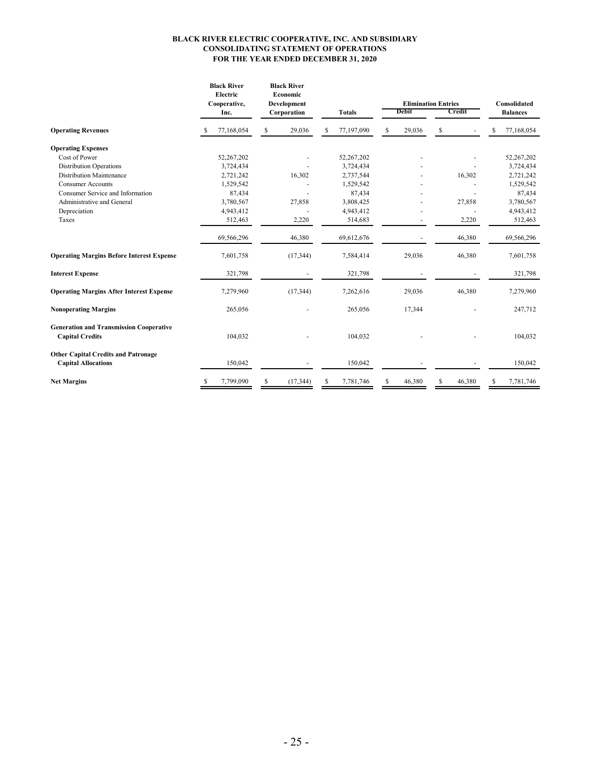# BLACK RIVER ELECTRIC COOPERATIVE, INC. AND SUBSIDIARY
## CONSOLIDATING STATEMENT OF OPERATIONS
### FOR THE YEAR ENDED DECEMBER 31, 2020

| | Black River Electric Cooperative, Inc. | Black River Economic Development Corporation | Totals | Elimination Entries | | Consolidated Balances |
|---|---|---|---|---|---|---|
| | | | | Debit | Credit | |
| **Operating Revenues** | $ 77,168,054 | $ 29,036 | $ 77,197,090 | $ 29,036 | $ - | $ 77,168,054 |
| **Operating Expenses** | | | | | | |
| Cost of Power | 52,267,202 | - | 52,267,202 | - | - | 52,267,202 |
| Distribution Operations | 3,724,434 | - | 3,724,434 | - | - | 3,724,434 |
| Distribution Maintenance | 2,721,242 | 16,302 | 2,737,544 | - | 16,302 | 2,721,242 |
| Consumer Accounts | 1,529,542 | - | 1,529,542 | - | - | 1,529,542 |
| Consumer Service and Information | 87,434 | - | 87,434 | - | - | 87,434 |
| Administrative and General | 3,780,567 | 27,858 | 3,808,425 | - | 27,858 | 3,780,567 |
| Depreciation | 4,943,412 | - | 4,943,412 | - | - | 4,943,412 |
| Taxes | 512,463 | 2,220 | 514,683 | - | 2,220 | 512,463 |
| | 69,566,296 | 46,380 | 69,612,676 | - | 46,380 | 69,566,296 |
| **Operating Margins Before Interest Expense** | 7,601,758 | (17,344) | 7,584,414 | 29,036 | 46,380 | 7,601,758 |
| **Interest Expense** | 321,798 | - | 321,798 | - | - | 321,798 |
| **Operating Margins After Interest Expense** | 7,279,960 | (17,344) | 7,262,616 | 29,036 | 46,380 | 7,279,960 |
| **Nonoperating Margins** | 265,056 | - | 265,056 | 17,344 | - | 247,712 |
| **Generation and Transmission Cooperative Capital Credits** | 104,032 | - | 104,032 | - | - | 104,032 |
| **Other Capital Credits and Patronage Capital Allocations** | 150,042 | - | 150,042 | - | - | 150,042 |
| **Net Margins** | $ 7,799,090 | $ (17,344) | $ 7,781,746 | $ 46,380 | $ 46,380 | $ 7,781,746 |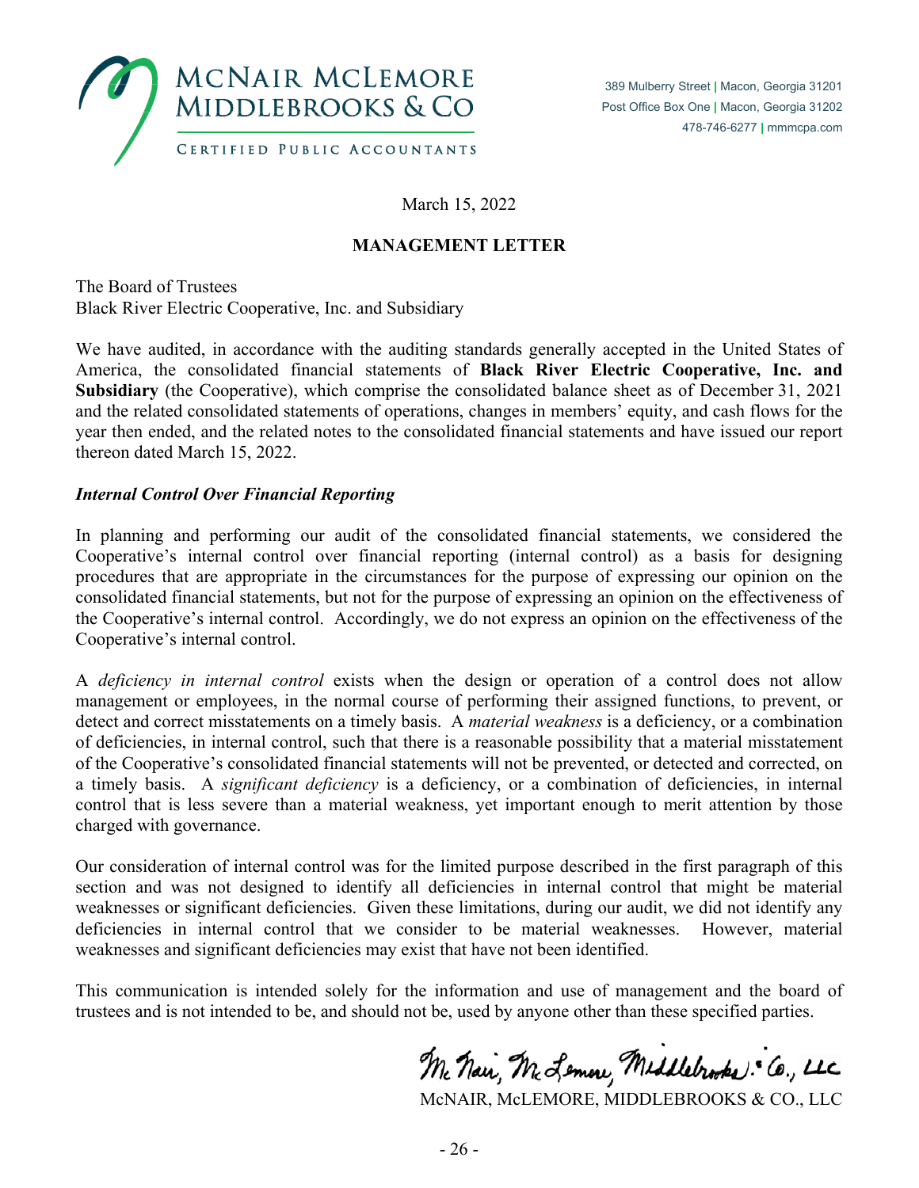# McNAIR McLEMORE MIDDLEBROOKS & CO

CERTIFIED PUBLIC ACCOUNTANTS

389 Mulberry Street | Macon, Georgia 31201
Post Office Box One | Macon, Georgia 31202
478-746-6277 | mmmcpa.com

March 15, 2022

**MANAGEMENT LETTER**

The Board of Trustees
Black River Electric Cooperative, Inc. and Subsidiary

We have audited, in accordance with the auditing standards generally accepted in the United States of America, the consolidated financial statements of **Black River Electric Cooperative, Inc. and Subsidiary** (the Cooperative), which comprise the consolidated balance sheet as of December 31, 2021 and the related consolidated statements of operations, changes in members' equity, and cash flows for the year then ended, and the related notes to the consolidated financial statements and have issued our report thereon dated March 15, 2022.

***Internal Control Over Financial Reporting***

In planning and performing our audit of the consolidated financial statements, we considered the Cooperative's internal control over financial reporting (internal control) as a basis for designing procedures that are appropriate in the circumstances for the purpose of expressing our opinion on the consolidated financial statements, but not for the purpose of expressing an opinion on the effectiveness of the Cooperative's internal control. Accordingly, we do not express an opinion on the effectiveness of the Cooperative's internal control.

A *deficiency in internal control* exists when the design or operation of a control does not allow management or employees, in the normal course of performing their assigned functions, to prevent, or detect and correct misstatements on a timely basis. A *material weakness* is a deficiency, or a combination of deficiencies, in internal control, such that there is a reasonable possibility that a material misstatement of the Cooperative's consolidated financial statements will not be prevented, or detected and corrected, on a timely basis. A *significant deficiency* is a deficiency, or a combination of deficiencies, in internal control that is less severe than a material weakness, yet important enough to merit attention by those charged with governance.

Our consideration of internal control was for the limited purpose described in the first paragraph of this section and was not designed to identify all deficiencies in internal control that might be material weaknesses or significant deficiencies. Given these limitations, during our audit, we did not identify any deficiencies in internal control that we consider to be material weaknesses. However, material weaknesses and significant deficiencies may exist that have not been identified.

This communication is intended solely for the information and use of management and the board of trustees and is not intended to be, and should not be, used by anyone other than these specified parties.

McNair, McLemore, Middlebrooks & Co., LLC

McNAIR, McLEMORE, MIDDLEBROOKS & CO., LLC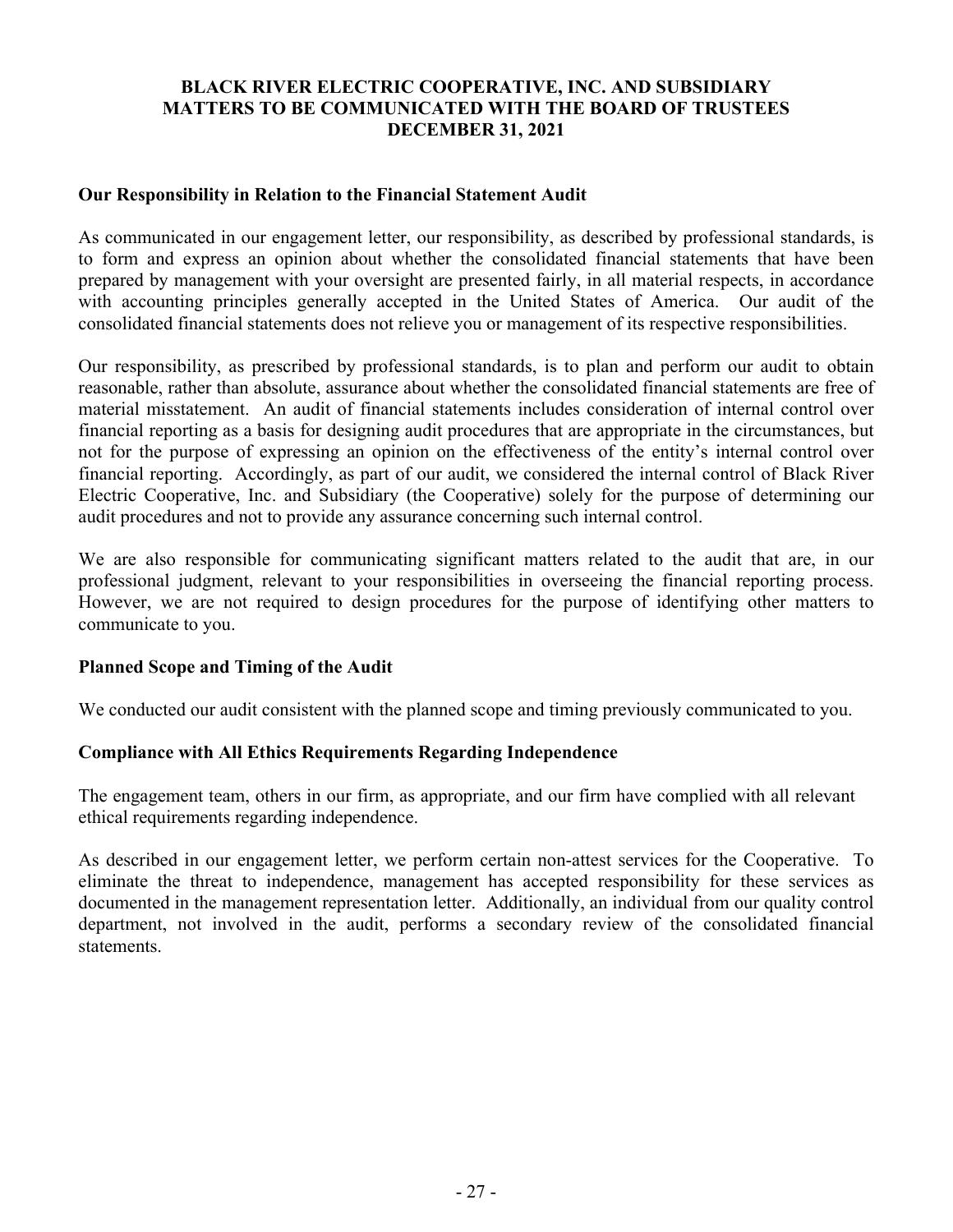# BLACK RIVER ELECTRIC COOPERATIVE, INC. AND SUBSIDIARY
# MATTERS TO BE COMMUNICATED WITH THE BOARD OF TRUSTEES
# DECEMBER 31, 2021

## Our Responsibility in Relation to the Financial Statement Audit

As communicated in our engagement letter, our responsibility, as described by professional standards, is to form and express an opinion about whether the consolidated financial statements that have been prepared by management with your oversight are presented fairly, in all material respects, in accordance with accounting principles generally accepted in the United States of America. Our audit of the consolidated financial statements does not relieve you or management of its respective responsibilities.

Our responsibility, as prescribed by professional standards, is to plan and perform our audit to obtain reasonable, rather than absolute, assurance about whether the consolidated financial statements are free of material misstatement. An audit of financial statements includes consideration of internal control over financial reporting as a basis for designing audit procedures that are appropriate in the circumstances, but not for the purpose of expressing an opinion on the effectiveness of the entity's internal control over financial reporting. Accordingly, as part of our audit, we considered the internal control of Black River Electric Cooperative, Inc. and Subsidiary (the Cooperative) solely for the purpose of determining our audit procedures and not to provide any assurance concerning such internal control.

We are also responsible for communicating significant matters related to the audit that are, in our professional judgment, relevant to your responsibilities in overseeing the financial reporting process. However, we are not required to design procedures for the purpose of identifying other matters to communicate to you.

## Planned Scope and Timing of the Audit

We conducted our audit consistent with the planned scope and timing previously communicated to you.

## Compliance with All Ethics Requirements Regarding Independence

The engagement team, others in our firm, as appropriate, and our firm have complied with all relevant ethical requirements regarding independence.

As described in our engagement letter, we perform certain non-attest services for the Cooperative. To eliminate the threat to independence, management has accepted responsibility for these services as documented in the management representation letter. Additionally, an individual from our quality control department, not involved in the audit, performs a secondary review of the consolidated financial statements.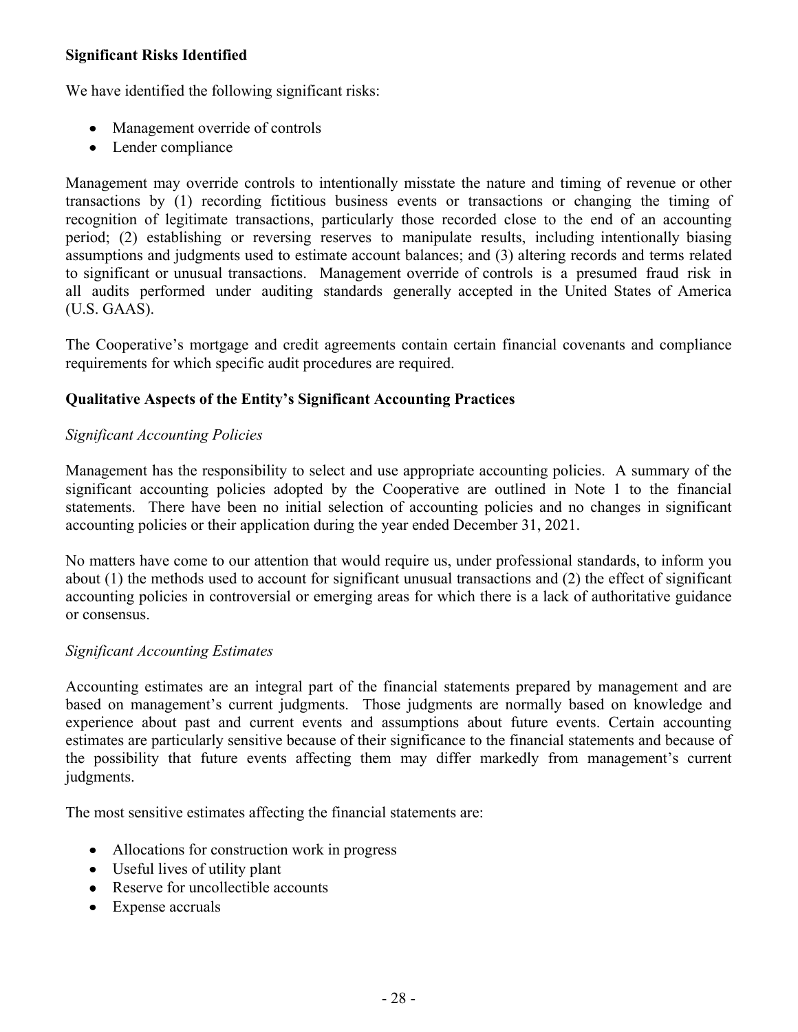**Significant Risks Identified**

We have identified the following significant risks:

- Management override of controls
- Lender compliance

Management may override controls to intentionally misstate the nature and timing of revenue or other transactions by (1) recording fictitious business events or transactions or changing the timing of recognition of legitimate transactions, particularly those recorded close to the end of an accounting period; (2) establishing or reversing reserves to manipulate results, including intentionally biasing assumptions and judgments used to estimate account balances; and (3) altering records and terms related to significant or unusual transactions. Management override of controls is a presumed fraud risk in all audits performed under auditing standards generally accepted in the United States of America (U.S. GAAS).

The Cooperative's mortgage and credit agreements contain certain financial covenants and compliance requirements for which specific audit procedures are required.

**Qualitative Aspects of the Entity's Significant Accounting Practices**

*Significant Accounting Policies*

Management has the responsibility to select and use appropriate accounting policies. A summary of the significant accounting policies adopted by the Cooperative are outlined in Note 1 to the financial statements. There have been no initial selection of accounting policies and no changes in significant accounting policies or their application during the year ended December 31, 2021.

No matters have come to our attention that would require us, under professional standards, to inform you about (1) the methods used to account for significant unusual transactions and (2) the effect of significant accounting policies in controversial or emerging areas for which there is a lack of authoritative guidance or consensus.

*Significant Accounting Estimates*

Accounting estimates are an integral part of the financial statements prepared by management and are based on management's current judgments. Those judgments are normally based on knowledge and experience about past and current events and assumptions about future events. Certain accounting estimates are particularly sensitive because of their significance to the financial statements and because of the possibility that future events affecting them may differ markedly from management's current judgments.

The most sensitive estimates affecting the financial statements are:

- Allocations for construction work in progress
- Useful lives of utility plant
- Reserve for uncollectible accounts
- Expense accruals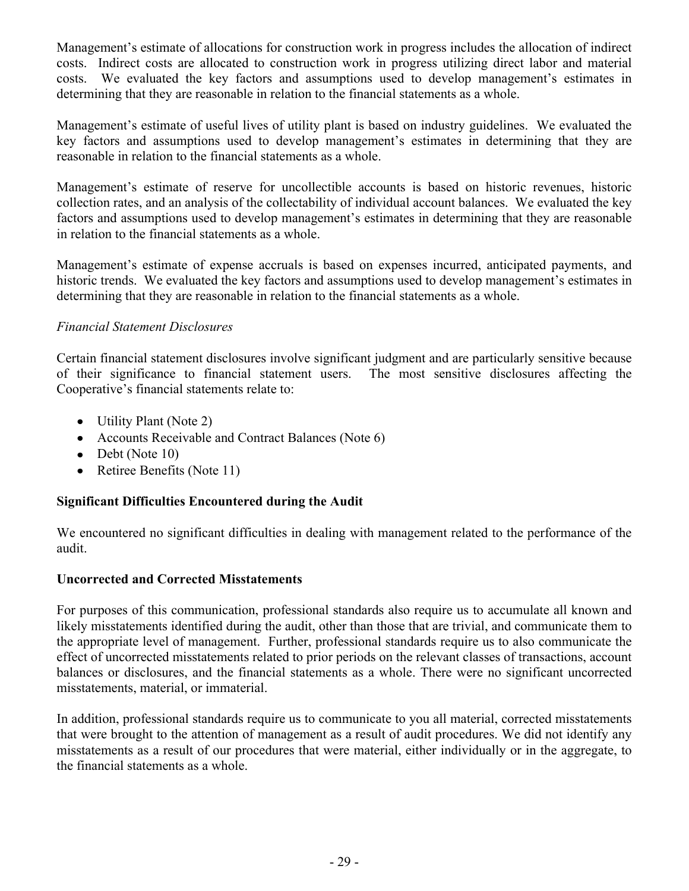Management's estimate of allocations for construction work in progress includes the allocation of indirect costs. Indirect costs are allocated to construction work in progress utilizing direct labor and material costs. We evaluated the key factors and assumptions used to develop management's estimates in determining that they are reasonable in relation to the financial statements as a whole.

Management's estimate of useful lives of utility plant is based on industry guidelines. We evaluated the key factors and assumptions used to develop management's estimates in determining that they are reasonable in relation to the financial statements as a whole.

Management's estimate of reserve for uncollectible accounts is based on historic revenues, historic collection rates, and an analysis of the collectability of individual account balances. We evaluated the key factors and assumptions used to develop management's estimates in determining that they are reasonable in relation to the financial statements as a whole.

Management's estimate of expense accruals is based on expenses incurred, anticipated payments, and historic trends. We evaluated the key factors and assumptions used to develop management's estimates in determining that they are reasonable in relation to the financial statements as a whole.

*Financial Statement Disclosures*

Certain financial statement disclosures involve significant judgment and are particularly sensitive because of their significance to financial statement users. The most sensitive disclosures affecting the Cooperative's financial statements relate to:

- Utility Plant (Note 2)
- Accounts Receivable and Contract Balances (Note 6)
- Debt (Note 10)
- Retiree Benefits (Note 11)

**Significant Difficulties Encountered during the Audit**

We encountered no significant difficulties in dealing with management related to the performance of the audit.

**Uncorrected and Corrected Misstatements**

For purposes of this communication, professional standards also require us to accumulate all known and likely misstatements identified during the audit, other than those that are trivial, and communicate them to the appropriate level of management. Further, professional standards require us to also communicate the effect of uncorrected misstatements related to prior periods on the relevant classes of transactions, account balances or disclosures, and the financial statements as a whole. There were no significant uncorrected misstatements, material, or immaterial.

In addition, professional standards require us to communicate to you all material, corrected misstatements that were brought to the attention of management as a result of audit procedures. We did not identify any misstatements as a result of our procedures that were material, either individually or in the aggregate, to the financial statements as a whole.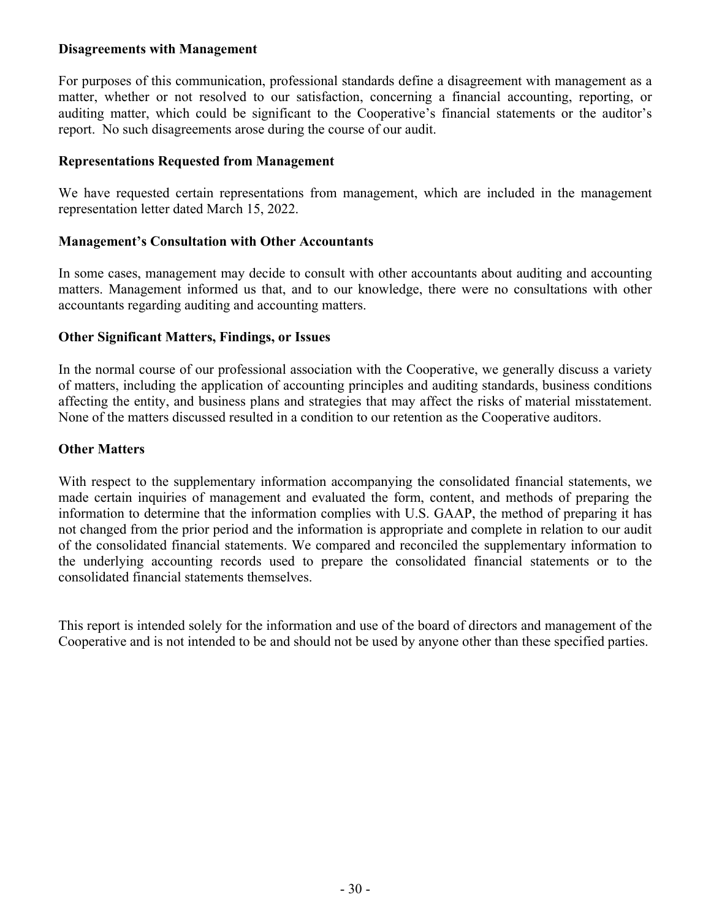### Disagreements with Management

For purposes of this communication, professional standards define a disagreement with management as a matter, whether or not resolved to our satisfaction, concerning a financial accounting, reporting, or auditing matter, which could be significant to the Cooperative's financial statements or the auditor's report. No such disagreements arose during the course of our audit.

### Representations Requested from Management

We have requested certain representations from management, which are included in the management representation letter dated March 15, 2022.

### Management's Consultation with Other Accountants

In some cases, management may decide to consult with other accountants about auditing and accounting matters. Management informed us that, and to our knowledge, there were no consultations with other accountants regarding auditing and accounting matters.

### Other Significant Matters, Findings, or Issues

In the normal course of our professional association with the Cooperative, we generally discuss a variety of matters, including the application of accounting principles and auditing standards, business conditions affecting the entity, and business plans and strategies that may affect the risks of material misstatement. None of the matters discussed resulted in a condition to our retention as the Cooperative auditors.

### Other Matters

With respect to the supplementary information accompanying the consolidated financial statements, we made certain inquiries of management and evaluated the form, content, and methods of preparing the information to determine that the information complies with U.S. GAAP, the method of preparing it has not changed from the prior period and the information is appropriate and complete in relation to our audit of the consolidated financial statements. We compared and reconciled the supplementary information to the underlying accounting records used to prepare the consolidated financial statements or to the consolidated financial statements themselves.

This report is intended solely for the information and use of the board of directors and management of the Cooperative and is not intended to be and should not be used by anyone other than these specified parties.